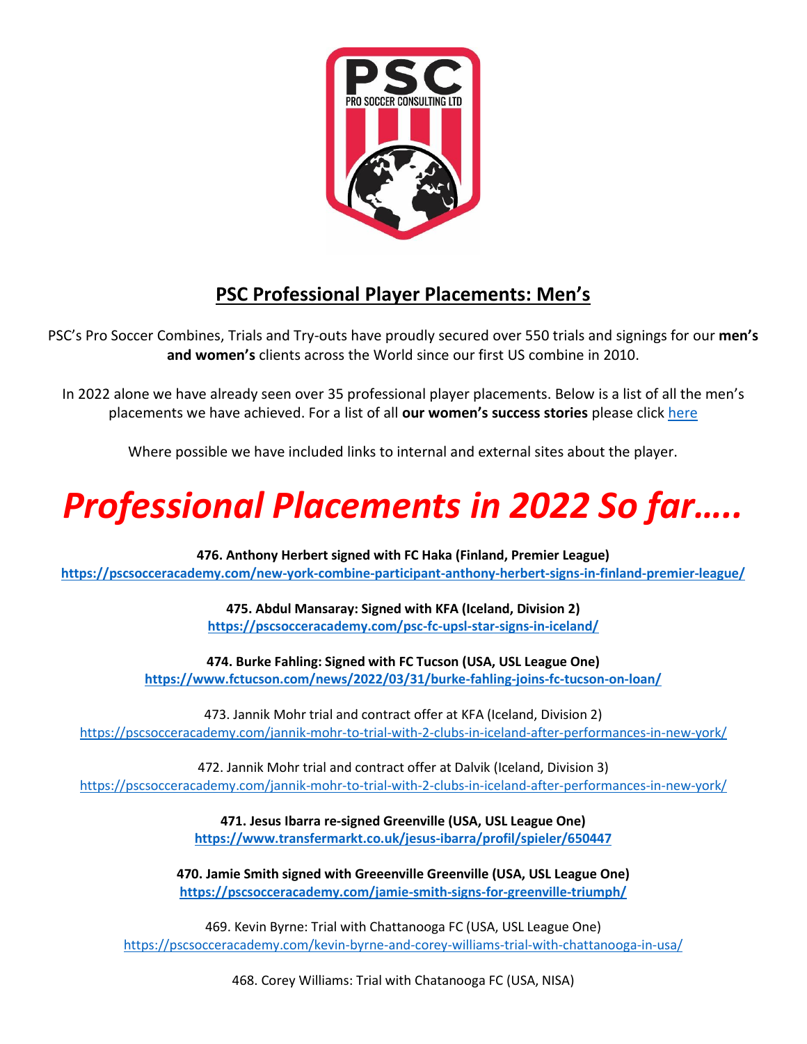## PSC Professional Player Placements: Men's

PSC's Pro Soccer Combines, Trials and Try-outs have proudly secured over 550 trials and signings for our **men's and women's** clients across the World since our first US combine in 2010.

In 2022 alone we have already seen over 35 professional player placements. Below is a list of all the men's placements we have achieved. For a list of all **our women's success stories** please click here

Where possible we have included links to internal and external sites about the player.

# *Professional Placements in 2022 So far…..*

**476. Anthony Herbert signed with FC Haka (Finland, Premier League)**
**https://pscsocceracademy.com/new-york-combine-participant-anthony-herbert-signs-in-finland-premier-league/**

**475. Abdul Mansaray: Signed with KFA (Iceland, Division 2)**
**https://pscsocceracademy.com/psc-fc-upsl-star-signs-in-iceland/**

**474. Burke Fahling: Signed with FC Tucson (USA, USL League One)**
**https://www.fctucson.com/news/2022/03/31/burke-fahling-joins-fc-tucson-on-loan/**

473. Jannik Mohr trial and contract offer at KFA (Iceland, Division 2)
https://pscsocceracademy.com/jannik-mohr-to-trial-with-2-clubs-in-iceland-after-performances-in-new-york/

472. Jannik Mohr trial and contract offer at Dalvik (Iceland, Division 3)
https://pscsocceracademy.com/jannik-mohr-to-trial-with-2-clubs-in-iceland-after-performances-in-new-york/

**471. Jesus Ibarra re-signed Greenville (USA, USL League One)**
**https://www.transfermarkt.co.uk/jesus-ibarra/profil/spieler/650447**

**470. Jamie Smith signed with Greeenville Greenville (USA, USL League One)**
**https://pscsocceracademy.com/jamie-smith-signs-for-greenville-triumph/**

469. Kevin Byrne: Trial with Chattanooga FC (USA, USL League One)
https://pscsocceracademy.com/kevin-byrne-and-corey-williams-trial-with-chattanooga-in-usa/

468. Corey Williams: Trial with Chatanooga FC (USA, NISA)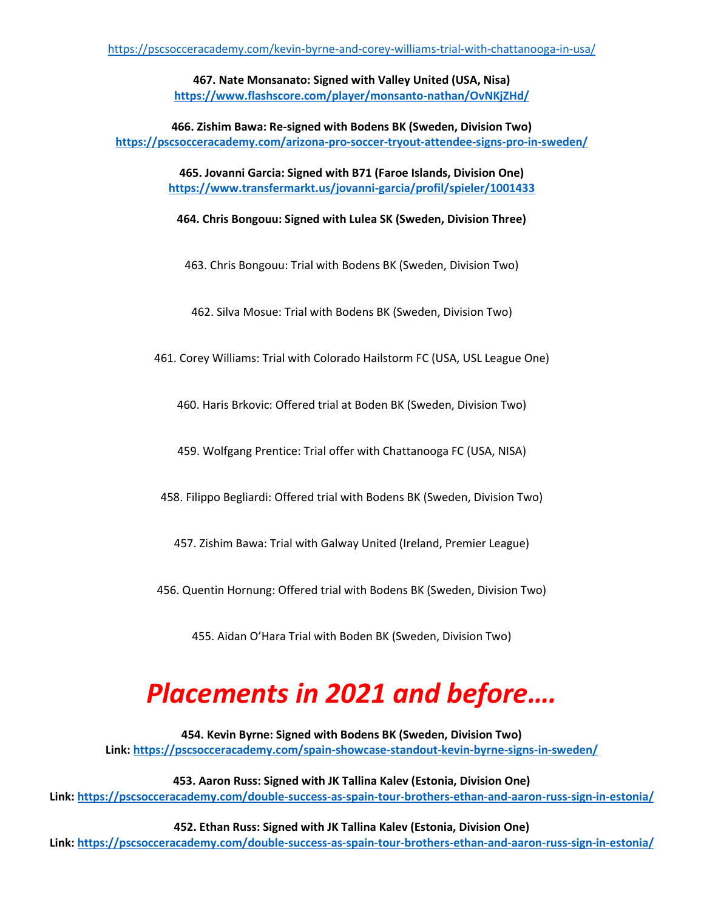https://pscsocceracademy.com/kevin-byrne-and-corey-williams-trial-with-chattanooga-in-usa/

**467. Nate Monsanato: Signed with Valley United (USA, Nisa)**
**https://www.flashscore.com/player/monsanto-nathan/OvNKjZHd/**

**466. Zishim Bawa: Re-signed with Bodens BK (Sweden, Division Two)**
**https://pscsocceracademy.com/arizona-pro-soccer-tryout-attendee-signs-pro-in-sweden/**

**465. Jovanni Garcia: Signed with B71 (Faroe Islands, Division One)**
**https://www.transfermarkt.us/jovanni-garcia/profil/spieler/1001433**

**464. Chris Bongouu: Signed with Lulea SK (Sweden, Division Three)**

463. Chris Bongouu: Trial with Bodens BK (Sweden, Division Two)

462. Silva Mosue: Trial with Bodens BK (Sweden, Division Two)

461. Corey Williams: Trial with Colorado Hailstorm FC (USA, USL League One)

460. Haris Brkovic: Offered trial at Boden BK (Sweden, Division Two)

459. Wolfgang Prentice: Trial offer with Chattanooga FC (USA, NISA)

458. Filippo Begliardi: Offered trial with Bodens BK (Sweden, Division Two)

457. Zishim Bawa: Trial with Galway United (Ireland, Premier League)

456. Quentin Hornung: Offered trial with Bodens BK (Sweden, Division Two)

455. Aidan O'Hara Trial with Boden BK (Sweden, Division Two)

# *Placements in 2021 and before….*

**454. Kevin Byrne: Signed with Bodens BK (Sweden, Division Two)**
**Link: https://pscsocceracademy.com/spain-showcase-standout-kevin-byrne-signs-in-sweden/**

**453. Aaron Russ: Signed with JK Tallina Kalev (Estonia, Division One)**
**Link: https://pscsocceracademy.com/double-success-as-spain-tour-brothers-ethan-and-aaron-russ-sign-in-estonia/**

**452. Ethan Russ: Signed with JK Tallina Kalev (Estonia, Division One)**
**Link: https://pscsocceracademy.com/double-success-as-spain-tour-brothers-ethan-and-aaron-russ-sign-in-estonia/**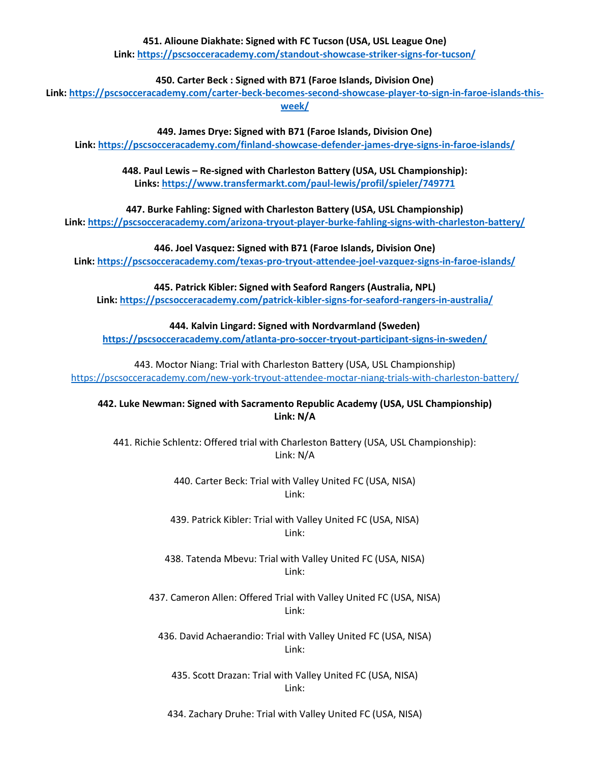**451. Alioune Diakhate: Signed with FC Tucson (USA, USL League One)**
**Link: https://pscsocceracademy.com/standout-showcase-striker-signs-for-tucson/**

**450. Carter Beck : Signed with B71 (Faroe Islands, Division One)**
**Link: https://pscsocceracademy.com/carter-beck-becomes-second-showcase-player-to-sign-in-faroe-islands-this-week/**

**449. James Drye: Signed with B71 (Faroe Islands, Division One)**
**Link: https://pscsocceracademy.com/finland-showcase-defender-james-drye-signs-in-faroe-islands/**

**448. Paul Lewis – Re-signed with Charleston Battery (USA, USL Championship):**
**Links: https://www.transfermarkt.com/paul-lewis/profil/spieler/749771**

**447. Burke Fahling: Signed with Charleston Battery (USA, USL Championship)**
**Link: https://pscsocceracademy.com/arizona-tryout-player-burke-fahling-signs-with-charleston-battery/**

**446. Joel Vasquez: Signed with B71 (Faroe Islands, Division One)**
**Link: https://pscsocceracademy.com/texas-pro-tryout-attendee-joel-vazquez-signs-in-faroe-islands/**

**445. Patrick Kibler: Signed with Seaford Rangers (Australia, NPL)**
**Link: https://pscsocceracademy.com/patrick-kibler-signs-for-seaford-rangers-in-australia/**

**444. Kalvin Lingard: Signed with Nordvarmland (Sweden)**
**https://pscsocceracademy.com/atlanta-pro-soccer-tryout-participant-signs-in-sweden/**

443. Moctor Niang: Trial with Charleston Battery (USA, USL Championship)
https://pscsocceracademy.com/new-york-tryout-attendee-moctar-niang-trials-with-charleston-battery/

**442. Luke Newman: Signed with Sacramento Republic Academy (USA, USL Championship)**
**Link: N/A**

441. Richie Schlentz: Offered trial with Charleston Battery (USA, USL Championship):
Link: N/A

440. Carter Beck: Trial with Valley United FC (USA, NISA)
Link:

439. Patrick Kibler: Trial with Valley United FC (USA, NISA)
Link:

438. Tatenda Mbevu: Trial with Valley United FC (USA, NISA)
Link:

437. Cameron Allen: Offered Trial with Valley United FC (USA, NISA)
Link:

436. David Achaerandio: Trial with Valley United FC (USA, NISA)
Link:

435. Scott Drazan: Trial with Valley United FC (USA, NISA)
Link:

434. Zachary Druhe: Trial with Valley United FC (USA, NISA)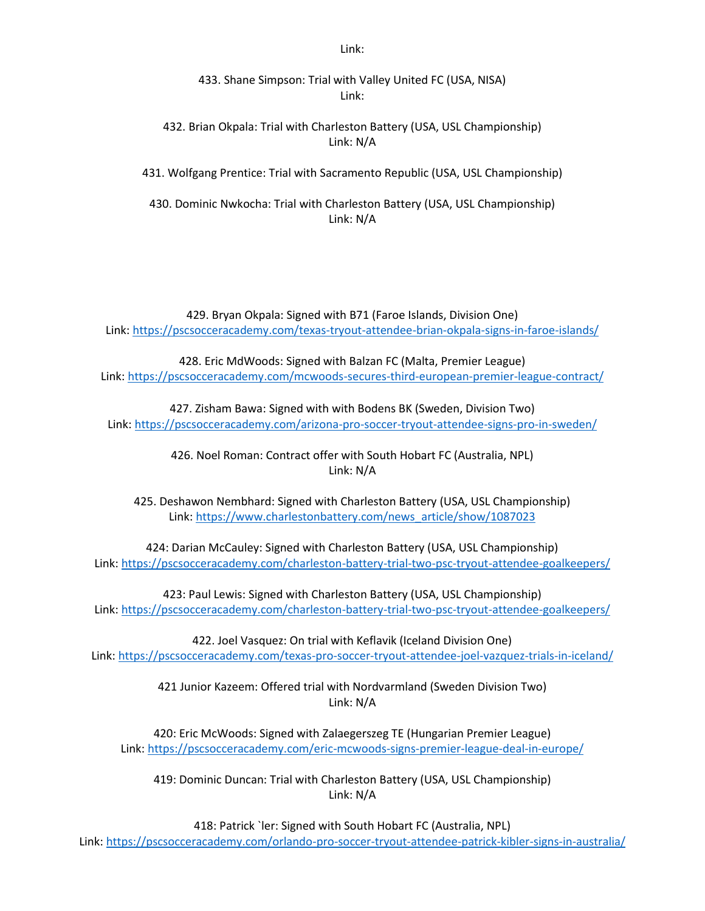Link:

433. Shane Simpson: Trial with Valley United FC (USA, NISA)
Link:

432. Brian Okpala: Trial with Charleston Battery (USA, USL Championship)
Link: N/A

431. Wolfgang Prentice: Trial with Sacramento Republic (USA, USL Championship)

430. Dominic Nwkocha: Trial with Charleston Battery (USA, USL Championship)
Link: N/A

429. Bryan Okpala: Signed with B71 (Faroe Islands, Division One)
Link: https://pscsocceracademy.com/texas-tryout-attendee-brian-okpala-signs-in-faroe-islands/

428. Eric MdWoods: Signed with Balzan FC (Malta, Premier League)
Link: https://pscsocceracademy.com/mcwoods-secures-third-european-premier-league-contract/

427. Zisham Bawa: Signed with with Bodens BK (Sweden, Division Two)
Link: https://pscsocceracademy.com/arizona-pro-soccer-tryout-attendee-signs-pro-in-sweden/

426. Noel Roman: Contract offer with South Hobart FC (Australia, NPL)
Link: N/A

425. Deshawon Nembhard: Signed with Charleston Battery (USA, USL Championship)
Link: https://www.charlestonbattery.com/news_article/show/1087023

424: Darian McCauley: Signed with Charleston Battery (USA, USL Championship)
Link: https://pscsocceracademy.com/charleston-battery-trial-two-psc-tryout-attendee-goalkeepers/

423: Paul Lewis: Signed with Charleston Battery (USA, USL Championship)
Link: https://pscsocceracademy.com/charleston-battery-trial-two-psc-tryout-attendee-goalkeepers/

422. Joel Vasquez: On trial with Keflavik (Iceland Division One)
Link: https://pscsocceracademy.com/texas-pro-soccer-tryout-attendee-joel-vazquez-trials-in-iceland/

421 Junior Kazeem: Offered trial with Nordvarmland (Sweden Division Two)
Link: N/A

420: Eric McWoods: Signed with Zalaegerszeg TE (Hungarian Premier League)
Link: https://pscsocceracademy.com/eric-mcwoods-signs-premier-league-deal-in-europe/

419: Dominic Duncan: Trial with Charleston Battery (USA, USL Championship)
Link: N/A

418: Patrick `ler: Signed with South Hobart FC (Australia, NPL)
Link: https://pscsocceracademy.com/orlando-pro-soccer-tryout-attendee-patrick-kibler-signs-in-australia/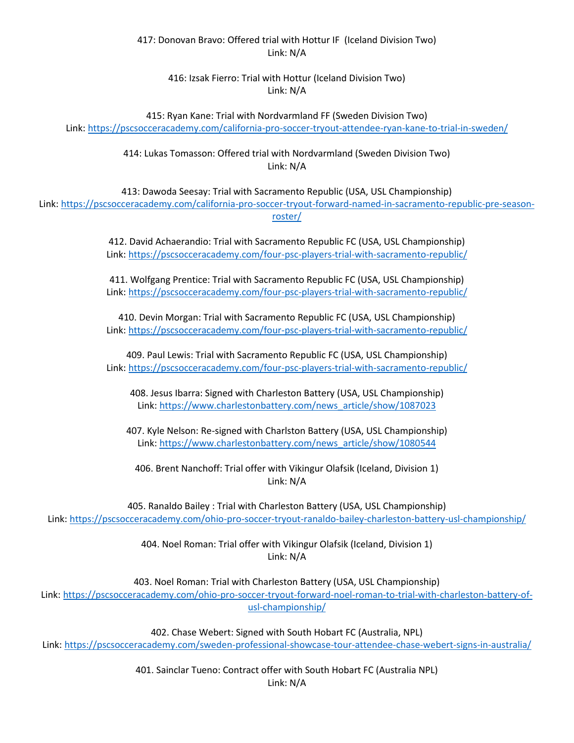417: Donovan Bravo: Offered trial with Hottur IF  (Iceland Division Two)
Link: N/A

416: Izsak Fierro: Trial with Hottur (Iceland Division Two)
Link: N/A

415: Ryan Kane: Trial with Nordvarmland FF (Sweden Division Two)
Link: https://pscsocceracademy.com/california-pro-soccer-tryout-attendee-ryan-kane-to-trial-in-sweden/

414: Lukas Tomasson: Offered trial with Nordvarmland (Sweden Division Two)
Link: N/A

413: Dawoda Seesay: Trial with Sacramento Republic (USA, USL Championship)
Link: https://pscsocceracademy.com/california-pro-soccer-tryout-forward-named-in-sacramento-republic-pre-season-roster/

412. David Achaerandio: Trial with Sacramento Republic FC (USA, USL Championship)
Link: https://pscsocceracademy.com/four-psc-players-trial-with-sacramento-republic/

411. Wolfgang Prentice: Trial with Sacramento Republic FC (USA, USL Championship)
Link: https://pscsocceracademy.com/four-psc-players-trial-with-sacramento-republic/

410. Devin Morgan: Trial with Sacramento Republic FC (USA, USL Championship)
Link: https://pscsocceracademy.com/four-psc-players-trial-with-sacramento-republic/

409. Paul Lewis: Trial with Sacramento Republic FC (USA, USL Championship)
Link: https://pscsocceracademy.com/four-psc-players-trial-with-sacramento-republic/

408. Jesus Ibarra: Signed with Charleston Battery (USA, USL Championship)
Link: https://www.charlestonbattery.com/news_article/show/1087023

407. Kyle Nelson: Re-signed with Charlston Battery (USA, USL Championship)
Link: https://www.charlestonbattery.com/news_article/show/1080544

406. Brent Nanchoff: Trial offer with Vikingur Olafsik (Iceland, Division 1)
Link: N/A

405. Ranaldo Bailey : Trial with Charleston Battery (USA, USL Championship)
Link: https://pscsocceracademy.com/ohio-pro-soccer-tryout-ranaldo-bailey-charleston-battery-usl-championship/

404. Noel Roman: Trial offer with Vikingur Olafsik (Iceland, Division 1)
Link: N/A

403. Noel Roman: Trial with Charleston Battery (USA, USL Championship)
Link: https://pscsocceracademy.com/ohio-pro-soccer-tryout-forward-noel-roman-to-trial-with-charleston-battery-of-usl-championship/

402. Chase Webert: Signed with South Hobart FC (Australia, NPL)
Link: https://pscsocceracademy.com/sweden-professional-showcase-tour-attendee-chase-webert-signs-in-australia/

401. Sainclar Tueno: Contract offer with South Hobart FC (Australia NPL)
Link: N/A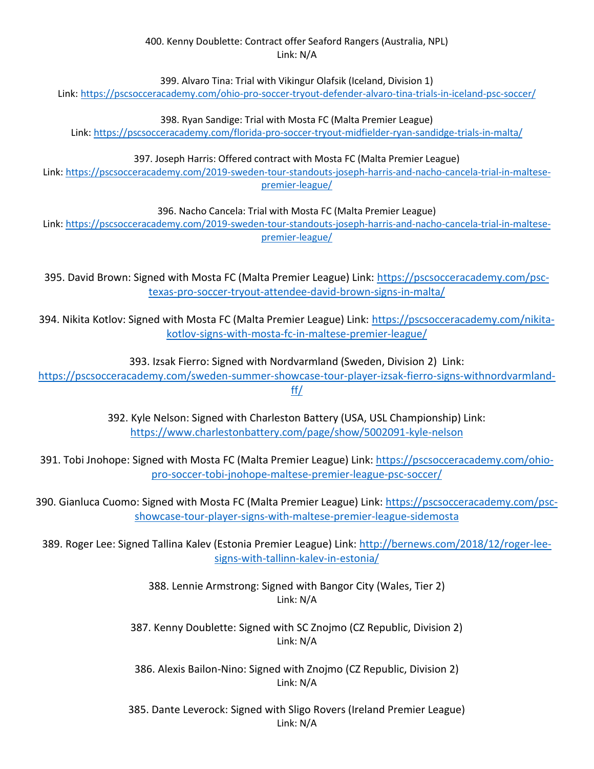400. Kenny Doublette: Contract offer Seaford Rangers (Australia, NPL)
Link: N/A

399. Alvaro Tina: Trial with Vikingur Olafsik (Iceland, Division 1)
Link: https://pscsocceracademy.com/ohio-pro-soccer-tryout-defender-alvaro-tina-trials-in-iceland-psc-soccer/

398. Ryan Sandige: Trial with Mosta FC (Malta Premier League)
Link: https://pscsocceracademy.com/florida-pro-soccer-tryout-midfielder-ryan-sandidge-trials-in-malta/

397. Joseph Harris: Offered contract with Mosta FC (Malta Premier League)
Link: https://pscsocceracademy.com/2019-sweden-tour-standouts-joseph-harris-and-nacho-cancela-trial-in-maltese-premier-league/

396. Nacho Cancela: Trial with Mosta FC (Malta Premier League)
Link: https://pscsocceracademy.com/2019-sweden-tour-standouts-joseph-harris-and-nacho-cancela-trial-in-maltese-premier-league/

395. David Brown: Signed with Mosta FC (Malta Premier League) Link: https://pscsocceracademy.com/psc-texas-pro-soccer-tryout-attendee-david-brown-signs-in-malta/

394. Nikita Kotlov: Signed with Mosta FC (Malta Premier League) Link: https://pscsocceracademy.com/nikita-kotlov-signs-with-mosta-fc-in-maltese-premier-league/

393. Izsak Fierro: Signed with Nordvarmland (Sweden, Division 2) Link: https://pscsocceracademy.com/sweden-summer-showcase-tour-player-izsak-fierro-signs-withnordvarmland-ff/

392. Kyle Nelson: Signed with Charleston Battery (USA, USL Championship) Link: https://www.charlestonbattery.com/page/show/5002091-kyle-nelson

391. Tobi Jnohope: Signed with Mosta FC (Malta Premier League) Link: https://pscsocceracademy.com/ohio-pro-soccer-tobi-jnohope-maltese-premier-league-psc-soccer/

390. Gianluca Cuomo: Signed with Mosta FC (Malta Premier League) Link: https://pscsocceracademy.com/psc-showcase-tour-player-signs-with-maltese-premier-league-sidemosta

389. Roger Lee: Signed Tallina Kalev (Estonia Premier League) Link: http://bernews.com/2018/12/roger-lee-signs-with-tallinn-kalev-in-estonia/

388. Lennie Armstrong: Signed with Bangor City (Wales, Tier 2)
Link: N/A

387. Kenny Doublette: Signed with SC Znojmo (CZ Republic, Division 2)
Link: N/A

386. Alexis Bailon-Nino: Signed with Znojmo (CZ Republic, Division 2)
Link: N/A

385. Dante Leverock: Signed with Sligo Rovers (Ireland Premier League)
Link: N/A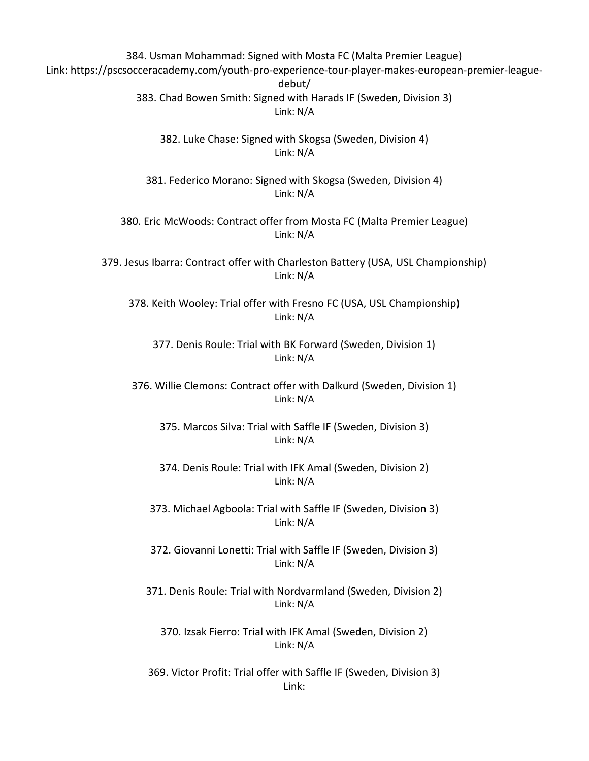384. Usman Mohammad: Signed with Mosta FC (Malta Premier League)
Link: https://pscsocceracademy.com/youth-pro-experience-tour-player-makes-european-premier-league-debut/

383. Chad Bowen Smith: Signed with Harads IF (Sweden, Division 3)
Link: N/A

382. Luke Chase: Signed with Skogsa (Sweden, Division 4)
Link: N/A

381. Federico Morano: Signed with Skogsa (Sweden, Division 4)
Link: N/A

380. Eric McWoods: Contract offer from Mosta FC (Malta Premier League)
Link: N/A

379. Jesus Ibarra: Contract offer with Charleston Battery (USA, USL Championship)
Link: N/A

378. Keith Wooley: Trial offer with Fresno FC (USA, USL Championship)
Link: N/A

377. Denis Roule: Trial with BK Forward (Sweden, Division 1)
Link: N/A

376. Willie Clemons: Contract offer with Dalkurd (Sweden, Division 1)
Link: N/A

375. Marcos Silva: Trial with Saffle IF (Sweden, Division 3)
Link: N/A

374. Denis Roule: Trial with IFK Amal (Sweden, Division 2)
Link: N/A

373. Michael Agboola: Trial with Saffle IF (Sweden, Division 3)
Link: N/A

372. Giovanni Lonetti: Trial with Saffle IF (Sweden, Division 3)
Link: N/A

371. Denis Roule: Trial with Nordvarmland (Sweden, Division 2)
Link: N/A

370. Izsak Fierro: Trial with IFK Amal (Sweden, Division 2)
Link: N/A

369. Victor Profit: Trial offer with Saffle IF (Sweden, Division 3)
Link: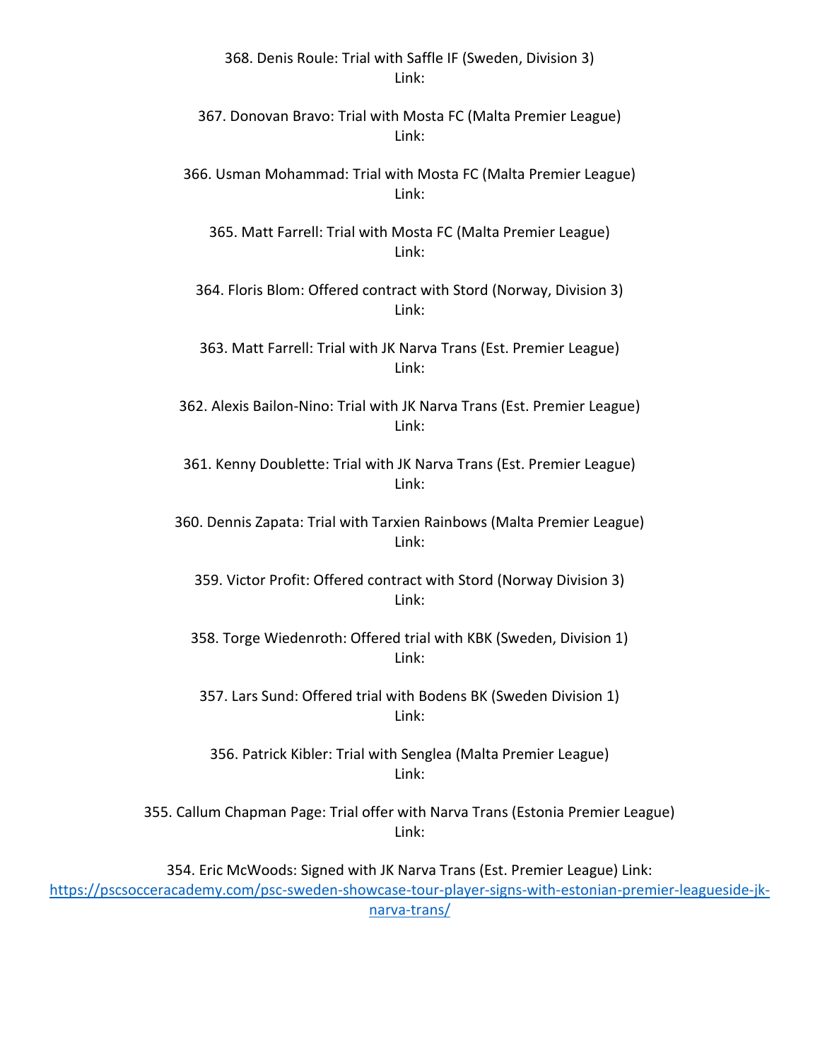368. Denis Roule: Trial with Saffle IF (Sweden, Division 3)
Link:

367. Donovan Bravo: Trial with Mosta FC (Malta Premier League)
Link:

366. Usman Mohammad: Trial with Mosta FC (Malta Premier League)
Link:

365. Matt Farrell: Trial with Mosta FC (Malta Premier League)
Link:

364. Floris Blom: Offered contract with Stord (Norway, Division 3)
Link:

363. Matt Farrell: Trial with JK Narva Trans (Est. Premier League)
Link:

362. Alexis Bailon-Nino: Trial with JK Narva Trans (Est. Premier League)
Link:

361. Kenny Doublette: Trial with JK Narva Trans (Est. Premier League)
Link:

360. Dennis Zapata: Trial with Tarxien Rainbows (Malta Premier League)
Link:

359. Victor Profit: Offered contract with Stord (Norway Division 3)
Link:

358. Torge Wiedenroth: Offered trial with KBK (Sweden, Division 1)
Link:

357. Lars Sund: Offered trial with Bodens BK (Sweden Division 1)
Link:

356. Patrick Kibler: Trial with Senglea (Malta Premier League)
Link:

355. Callum Chapman Page: Trial offer with Narva Trans (Estonia Premier League)
Link:

354. Eric McWoods: Signed with JK Narva Trans (Est. Premier League) Link:
https://pscsocceracademy.com/psc-sweden-showcase-tour-player-signs-with-estonian-premier-leagueside-jk-narva-trans/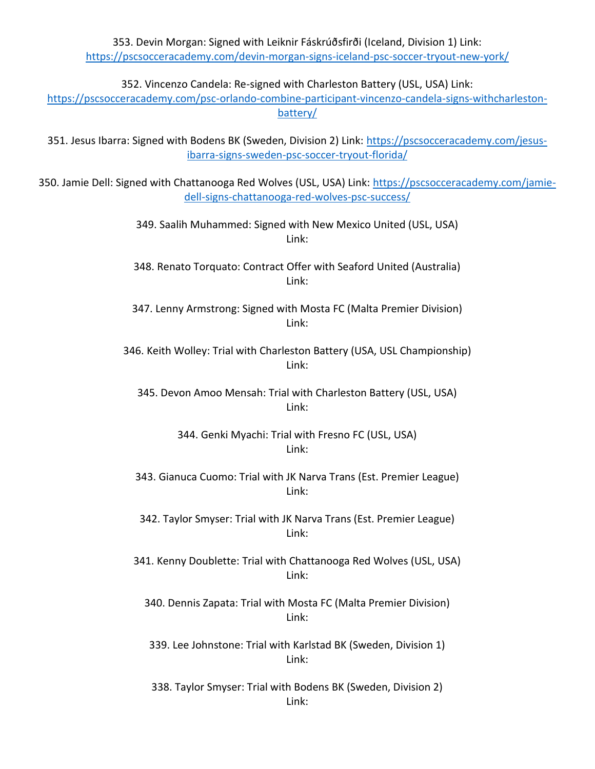353. Devin Morgan: Signed with Leiknir Fáskrúðsfirði (Iceland, Division 1) Link: https://pscsocceracademy.com/devin-morgan-signs-iceland-psc-soccer-tryout-new-york/

352. Vincenzo Candela: Re-signed with Charleston Battery (USL, USA) Link: https://pscsocceracademy.com/psc-orlando-combine-participant-vincenzo-candela-signs-withcharleston-battery/

351. Jesus Ibarra: Signed with Bodens BK (Sweden, Division 2) Link: https://pscsocceracademy.com/jesus-ibarra-signs-sweden-psc-soccer-tryout-florida/

350. Jamie Dell: Signed with Chattanooga Red Wolves (USL, USA) Link: https://pscsocceracademy.com/jamie-dell-signs-chattanooga-red-wolves-psc-success/

349. Saalih Muhammed: Signed with New Mexico United (USL, USA) Link:

348. Renato Torquato: Contract Offer with Seaford United (Australia) Link:

347. Lenny Armstrong: Signed with Mosta FC (Malta Premier Division) Link:

346. Keith Wolley: Trial with Charleston Battery (USA, USL Championship) Link:

345. Devon Amoo Mensah: Trial with Charleston Battery (USL, USA) Link:

344. Genki Myachi: Trial with Fresno FC (USL, USA) Link:

343. Gianuca Cuomo: Trial with JK Narva Trans (Est. Premier League) Link:

342. Taylor Smyser: Trial with JK Narva Trans (Est. Premier League) Link:

341. Kenny Doublette: Trial with Chattanooga Red Wolves (USL, USA) Link:

340. Dennis Zapata: Trial with Mosta FC (Malta Premier Division) Link:

339. Lee Johnstone: Trial with Karlstad BK (Sweden, Division 1) Link:

338. Taylor Smyser: Trial with Bodens BK (Sweden, Division 2) Link: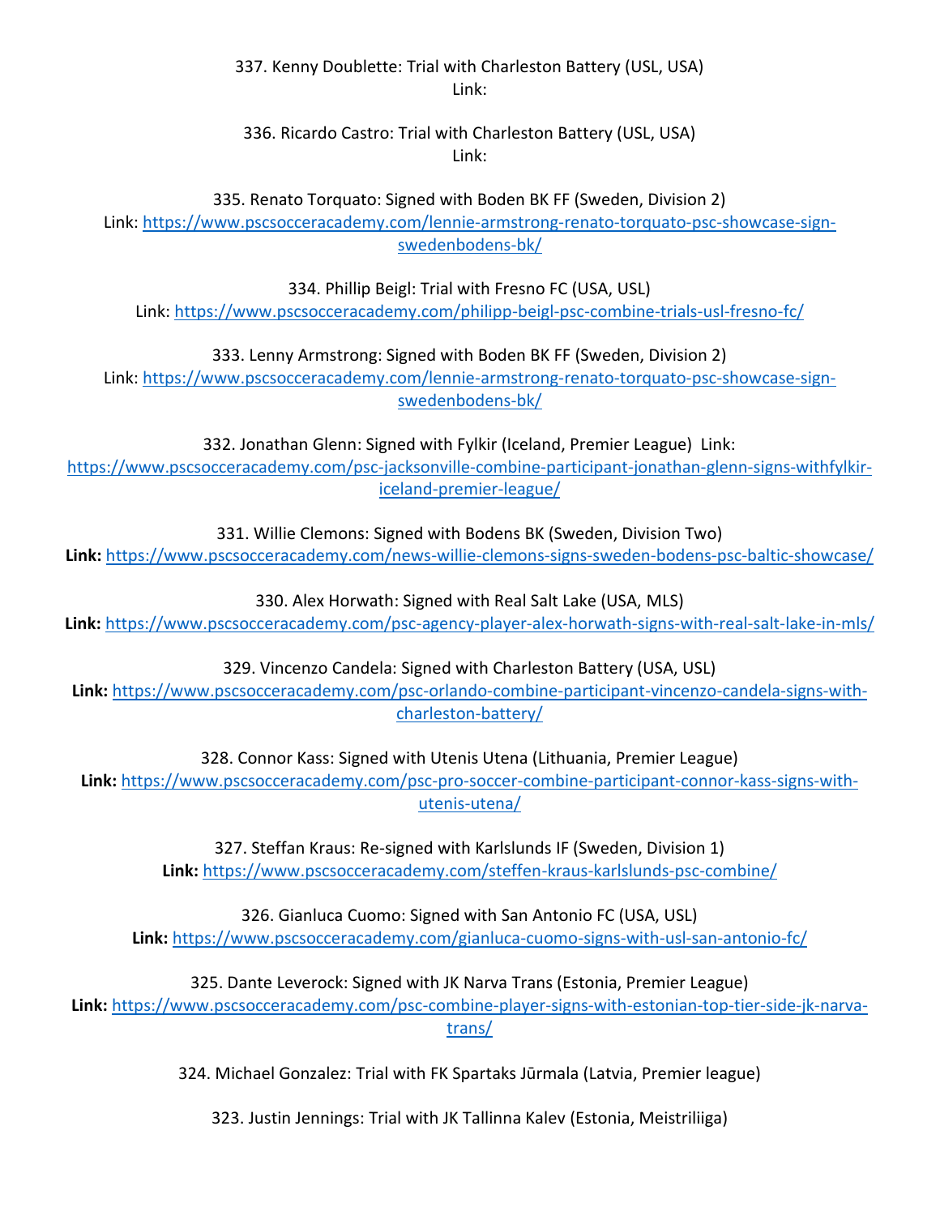337. Kenny Doublette: Trial with Charleston Battery (USL, USA)
Link:

336. Ricardo Castro: Trial with Charleston Battery (USL, USA)
Link:

335. Renato Torquato: Signed with Boden BK FF (Sweden, Division 2)
Link: https://www.pscsocceracademy.com/lennie-armstrong-renato-torquato-psc-showcase-sign-swedenbodens-bk/

334. Phillip Beigl: Trial with Fresno FC (USA, USL)
Link: https://www.pscsocceracademy.com/philipp-beigl-psc-combine-trials-usl-fresno-fc/

333. Lenny Armstrong: Signed with Boden BK FF (Sweden, Division 2)
Link: https://www.pscsocceracademy.com/lennie-armstrong-renato-torquato-psc-showcase-sign-swedenbodens-bk/

332. Jonathan Glenn: Signed with Fylkir (Iceland, Premier League) Link: https://www.pscsocceracademy.com/psc-jacksonville-combine-participant-jonathan-glenn-signs-withfylkir-iceland-premier-league/

331. Willie Clemons: Signed with Bodens BK (Sweden, Division Two)
**Link:** https://www.pscsocceracademy.com/news-willie-clemons-signs-sweden-bodens-psc-baltic-showcase/

330. Alex Horwath: Signed with Real Salt Lake (USA, MLS)
**Link:** https://www.pscsocceracademy.com/psc-agency-player-alex-horwath-signs-with-real-salt-lake-in-mls/

329. Vincenzo Candela: Signed with Charleston Battery (USA, USL)
**Link:** https://www.pscsocceracademy.com/psc-orlando-combine-participant-vincenzo-candela-signs-with-charleston-battery/

328. Connor Kass: Signed with Utenis Utena (Lithuania, Premier League)
**Link:** https://www.pscsocceracademy.com/psc-pro-soccer-combine-participant-connor-kass-signs-with-utenis-utena/

327. Steffan Kraus: Re-signed with Karlslunds IF (Sweden, Division 1)
**Link:** https://www.pscsocceracademy.com/steffen-kraus-karlslunds-psc-combine/

326. Gianluca Cuomo: Signed with San Antonio FC (USA, USL)
**Link:** https://www.pscsocceracademy.com/gianluca-cuomo-signs-with-usl-san-antonio-fc/

325. Dante Leverock: Signed with JK Narva Trans (Estonia, Premier League)
**Link:** https://www.pscsocceracademy.com/psc-combine-player-signs-with-estonian-top-tier-side-jk-narva-trans/

324. Michael Gonzalez: Trial with FK Spartaks Jūrmala (Latvia, Premier league)

323. Justin Jennings: Trial with JK Tallinna Kalev (Estonia, Meistriliiga)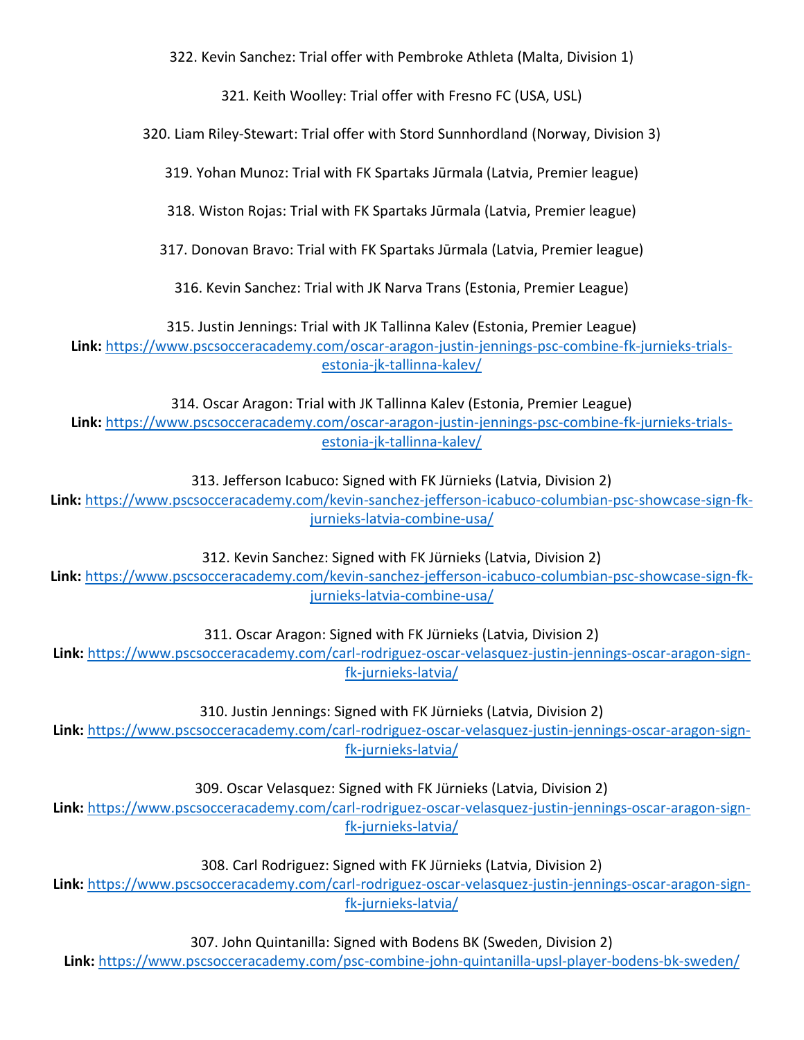322. Kevin Sanchez: Trial offer with Pembroke Athleta (Malta, Division 1)

321. Keith Woolley: Trial offer with Fresno FC (USA, USL)

320. Liam Riley-Stewart: Trial offer with Stord Sunnhordland (Norway, Division 3)

319. Yohan Munoz: Trial with FK Spartaks Jūrmala (Latvia, Premier league)

318. Wiston Rojas: Trial with FK Spartaks Jūrmala (Latvia, Premier league)

317. Donovan Bravo: Trial with FK Spartaks Jūrmala (Latvia, Premier league)

316. Kevin Sanchez: Trial with JK Narva Trans (Estonia, Premier League)

315. Justin Jennings: Trial with JK Tallinna Kalev (Estonia, Premier League)
**Link:** https://www.pscsocceracademy.com/oscar-aragon-justin-jennings-psc-combine-fk-jurnieks-trials-estonia-jk-tallinna-kalev/

314. Oscar Aragon: Trial with JK Tallinna Kalev (Estonia, Premier League)
**Link:** https://www.pscsocceracademy.com/oscar-aragon-justin-jennings-psc-combine-fk-jurnieks-trials-estonia-jk-tallinna-kalev/

313. Jefferson Icabuco: Signed with FK Jürnieks (Latvia, Division 2)
**Link:** https://www.pscsocceracademy.com/kevin-sanchez-jefferson-icabuco-columbian-psc-showcase-sign-fk-jurnieks-latvia-combine-usa/

312. Kevin Sanchez: Signed with FK Jürnieks (Latvia, Division 2)
**Link:** https://www.pscsocceracademy.com/kevin-sanchez-jefferson-icabuco-columbian-psc-showcase-sign-fk-jurnieks-latvia-combine-usa/

311. Oscar Aragon: Signed with FK Jürnieks (Latvia, Division 2)
**Link:** https://www.pscsocceracademy.com/carl-rodriguez-oscar-velasquez-justin-jennings-oscar-aragon-sign-fk-jurnieks-latvia/

310. Justin Jennings: Signed with FK Jürnieks (Latvia, Division 2)
**Link:** https://www.pscsocceracademy.com/carl-rodriguez-oscar-velasquez-justin-jennings-oscar-aragon-sign-fk-jurnieks-latvia/

309. Oscar Velasquez: Signed with FK Jürnieks (Latvia, Division 2)
**Link:** https://www.pscsocceracademy.com/carl-rodriguez-oscar-velasquez-justin-jennings-oscar-aragon-sign-fk-jurnieks-latvia/

308. Carl Rodriguez: Signed with FK Jürnieks (Latvia, Division 2)
**Link:** https://www.pscsocceracademy.com/carl-rodriguez-oscar-velasquez-justin-jennings-oscar-aragon-sign-fk-jurnieks-latvia/

307. John Quintanilla: Signed with Bodens BK (Sweden, Division 2)
**Link:** https://www.pscsocceracademy.com/psc-combine-john-quintanilla-upsl-player-bodens-bk-sweden/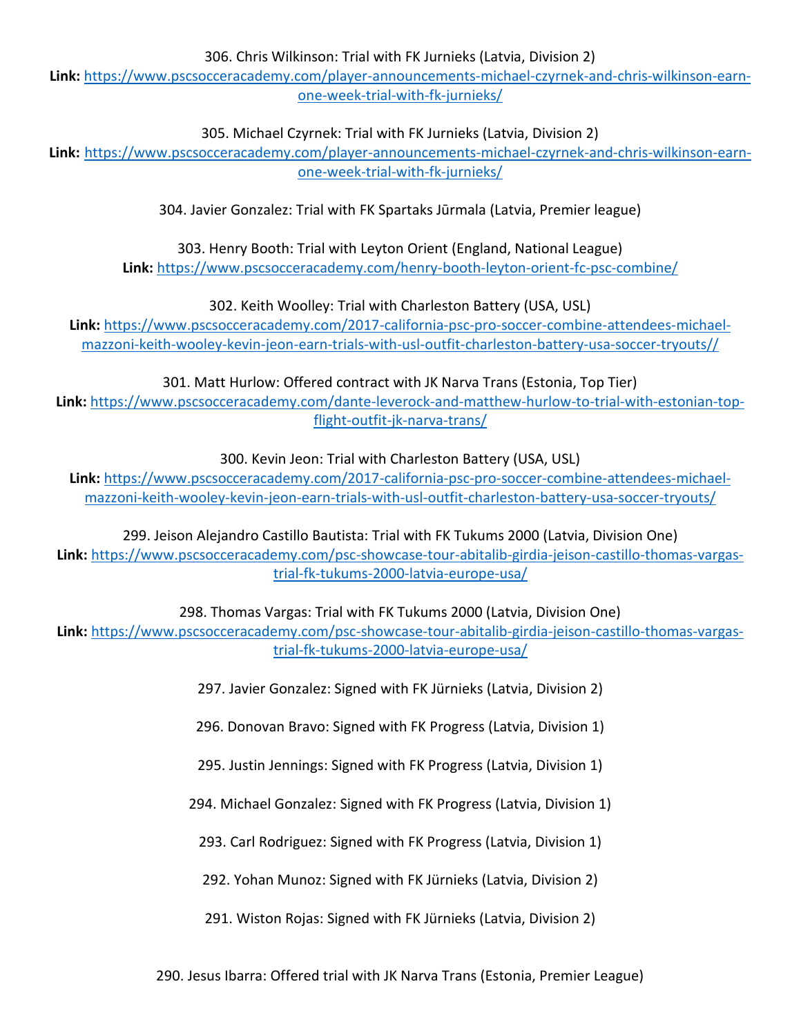306. Chris Wilkinson: Trial with FK Jurnieks (Latvia, Division 2)
**Link:** https://www.pscsocceracademy.com/player-announcements-michael-czyrnek-and-chris-wilkinson-earn-one-week-trial-with-fk-jurnieks/

305. Michael Czyrnek: Trial with FK Jurnieks (Latvia, Division 2)
**Link:** https://www.pscsocceracademy.com/player-announcements-michael-czyrnek-and-chris-wilkinson-earn-one-week-trial-with-fk-jurnieks/

304. Javier Gonzalez: Trial with FK Spartaks Jūrmala (Latvia, Premier league)

303. Henry Booth: Trial with Leyton Orient (England, National League)
**Link:** https://www.pscsocceracademy.com/henry-booth-leyton-orient-fc-psc-combine/

302. Keith Woolley: Trial with Charleston Battery (USA, USL)
**Link:** https://www.pscsocceracademy.com/2017-california-psc-pro-soccer-combine-attendees-michael-mazzoni-keith-wooley-kevin-jeon-earn-trials-with-usl-outfit-charleston-battery-usa-soccer-tryouts//

301. Matt Hurlow: Offered contract with JK Narva Trans (Estonia, Top Tier)
**Link:** https://www.pscsocceracademy.com/dante-leverock-and-matthew-hurlow-to-trial-with-estonian-top-flight-outfit-jk-narva-trans/

300. Kevin Jeon: Trial with Charleston Battery (USA, USL)
**Link:** https://www.pscsocceracademy.com/2017-california-psc-pro-soccer-combine-attendees-michael-mazzoni-keith-wooley-kevin-jeon-earn-trials-with-usl-outfit-charleston-battery-usa-soccer-tryouts/

299. Jeison Alejandro Castillo Bautista: Trial with FK Tukums 2000 (Latvia, Division One)
**Link:** https://www.pscsocceracademy.com/psc-showcase-tour-abitalib-girdia-jeison-castillo-thomas-vargas-trial-fk-tukums-2000-latvia-europe-usa/

298. Thomas Vargas: Trial with FK Tukums 2000 (Latvia, Division One)
**Link:** https://www.pscsocceracademy.com/psc-showcase-tour-abitalib-girdia-jeison-castillo-thomas-vargas-trial-fk-tukums-2000-latvia-europe-usa/

297. Javier Gonzalez: Signed with FK Jürnieks (Latvia, Division 2)

296. Donovan Bravo: Signed with FK Progress (Latvia, Division 1)

295. Justin Jennings: Signed with FK Progress (Latvia, Division 1)

294. Michael Gonzalez: Signed with FK Progress (Latvia, Division 1)

293. Carl Rodriguez: Signed with FK Progress (Latvia, Division 1)

292. Yohan Munoz: Signed with FK Jürnieks (Latvia, Division 2)

291. Wiston Rojas: Signed with FK Jürnieks (Latvia, Division 2)

290. Jesus Ibarra: Offered trial with JK Narva Trans (Estonia, Premier League)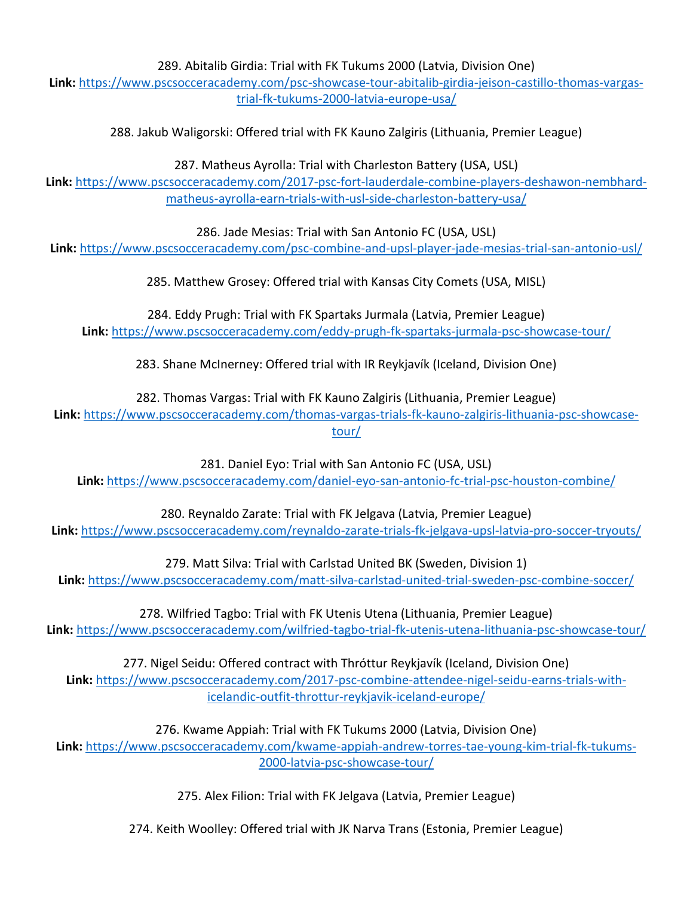289. Abitalib Girdia: Trial with FK Tukums 2000 (Latvia, Division One)
**Link:** https://www.pscsocceracademy.com/psc-showcase-tour-abitalib-girdia-jeison-castillo-thomas-vargas-trial-fk-tukums-2000-latvia-europe-usa/

288. Jakub Waligorski: Offered trial with FK Kauno Zalgiris (Lithuania, Premier League)

287. Matheus Ayrolla: Trial with Charleston Battery (USA, USL)
**Link:** https://www.pscsocceracademy.com/2017-psc-fort-lauderdale-combine-players-deshawon-nembhard-matheus-ayrolla-earn-trials-with-usl-side-charleston-battery-usa/

286. Jade Mesias: Trial with San Antonio FC (USA, USL)
**Link:** https://www.pscsocceracademy.com/psc-combine-and-upsl-player-jade-mesias-trial-san-antonio-usl/

285. Matthew Grosey: Offered trial with Kansas City Comets (USA, MISL)

284. Eddy Prugh: Trial with FK Spartaks Jurmala (Latvia, Premier League)
**Link:** https://www.pscsocceracademy.com/eddy-prugh-fk-spartaks-jurmala-psc-showcase-tour/

283. Shane McInerney: Offered trial with IR Reykjavík (Iceland, Division One)

282. Thomas Vargas: Trial with FK Kauno Zalgiris (Lithuania, Premier League)
**Link:** https://www.pscsocceracademy.com/thomas-vargas-trials-fk-kauno-zalgiris-lithuania-psc-showcase-tour/

281. Daniel Eyo: Trial with San Antonio FC (USA, USL)
**Link:** https://www.pscsocceracademy.com/daniel-eyo-san-antonio-fc-trial-psc-houston-combine/

280. Reynaldo Zarate: Trial with FK Jelgava (Latvia, Premier League)
**Link:** https://www.pscsocceracademy.com/reynaldo-zarate-trials-fk-jelgava-upsl-latvia-pro-soccer-tryouts/

279. Matt Silva: Trial with Carlstad United BK (Sweden, Division 1)
**Link:** https://www.pscsocceracademy.com/matt-silva-carlstad-united-trial-sweden-psc-combine-soccer/

278. Wilfried Tagbo: Trial with FK Utenis Utena (Lithuania, Premier League)
**Link:** https://www.pscsocceracademy.com/wilfried-tagbo-trial-fk-utenis-utena-lithuania-psc-showcase-tour/

277. Nigel Seidu: Offered contract with Thróttur Reykjavík (Iceland, Division One)
**Link:** https://www.pscsocceracademy.com/2017-psc-combine-attendee-nigel-seidu-earns-trials-with-icelandic-outfit-throttur-reykjavik-iceland-europe/

276. Kwame Appiah: Trial with FK Tukums 2000 (Latvia, Division One)
**Link:** https://www.pscsocceracademy.com/kwame-appiah-andrew-torres-tae-young-kim-trial-fk-tukums-2000-latvia-psc-showcase-tour/

275. Alex Filion: Trial with FK Jelgava (Latvia, Premier League)

274. Keith Woolley: Offered trial with JK Narva Trans (Estonia, Premier League)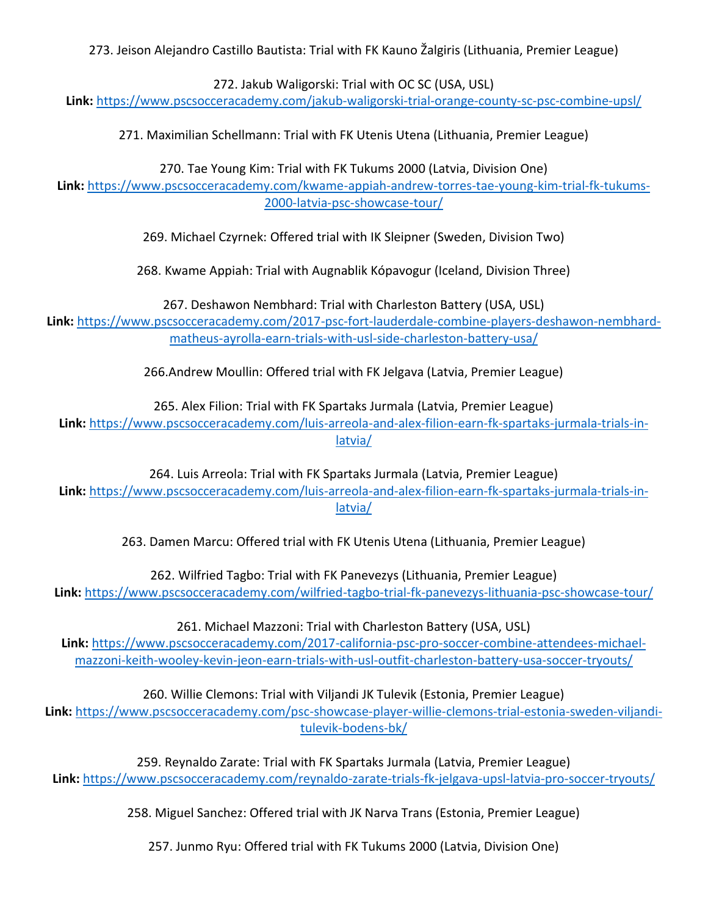273. Jeison Alejandro Castillo Bautista: Trial with FK Kauno Žalgiris (Lithuania, Premier League)

272. Jakub Waligorski: Trial with OC SC (USA, USL)
**Link:** https://www.pscsocceracademy.com/jakub-waligorski-trial-orange-county-sc-psc-combine-upsl/

271. Maximilian Schellmann: Trial with FK Utenis Utena (Lithuania, Premier League)

270. Tae Young Kim: Trial with FK Tukums 2000 (Latvia, Division One)
**Link:** https://www.pscsocceracademy.com/kwame-appiah-andrew-torres-tae-young-kim-trial-fk-tukums-2000-latvia-psc-showcase-tour/

269. Michael Czyrnek: Offered trial with IK Sleipner (Sweden, Division Two)

268. Kwame Appiah: Trial with Augnablik Kópavogur (Iceland, Division Three)

267. Deshawon Nembhard: Trial with Charleston Battery (USA, USL)
**Link:** https://www.pscsocceracademy.com/2017-psc-fort-lauderdale-combine-players-deshawon-nembhard-matheus-ayrolla-earn-trials-with-usl-side-charleston-battery-usa/

266.Andrew Moullin: Offered trial with FK Jelgava (Latvia, Premier League)

265. Alex Filion: Trial with FK Spartaks Jurmala (Latvia, Premier League)
**Link:** https://www.pscsocceracademy.com/luis-arreola-and-alex-filion-earn-fk-spartaks-jurmala-trials-in-latvia/

264. Luis Arreola: Trial with FK Spartaks Jurmala (Latvia, Premier League)
**Link:** https://www.pscsocceracademy.com/luis-arreola-and-alex-filion-earn-fk-spartaks-jurmala-trials-in-latvia/

263. Damen Marcu: Offered trial with FK Utenis Utena (Lithuania, Premier League)

262. Wilfried Tagbo: Trial with FK Panevezys (Lithuania, Premier League)
**Link:** https://www.pscsocceracademy.com/wilfried-tagbo-trial-fk-panevezys-lithuania-psc-showcase-tour/

261. Michael Mazzoni: Trial with Charleston Battery (USA, USL)
**Link:** https://www.pscsocceracademy.com/2017-california-psc-pro-soccer-combine-attendees-michael-mazzoni-keith-wooley-kevin-jeon-earn-trials-with-usl-outfit-charleston-battery-usa-soccer-tryouts/

260. Willie Clemons: Trial with Viljandi JK Tulevik (Estonia, Premier League)
**Link:** https://www.pscsocceracademy.com/psc-showcase-player-willie-clemons-trial-estonia-sweden-viljandi-tulevik-bodens-bk/

259. Reynaldo Zarate: Trial with FK Spartaks Jurmala (Latvia, Premier League)
**Link:** https://www.pscsocceracademy.com/reynaldo-zarate-trials-fk-jelgava-upsl-latvia-pro-soccer-tryouts/

258. Miguel Sanchez: Offered trial with JK Narva Trans (Estonia, Premier League)

257. Junmo Ryu: Offered trial with FK Tukums 2000 (Latvia, Division One)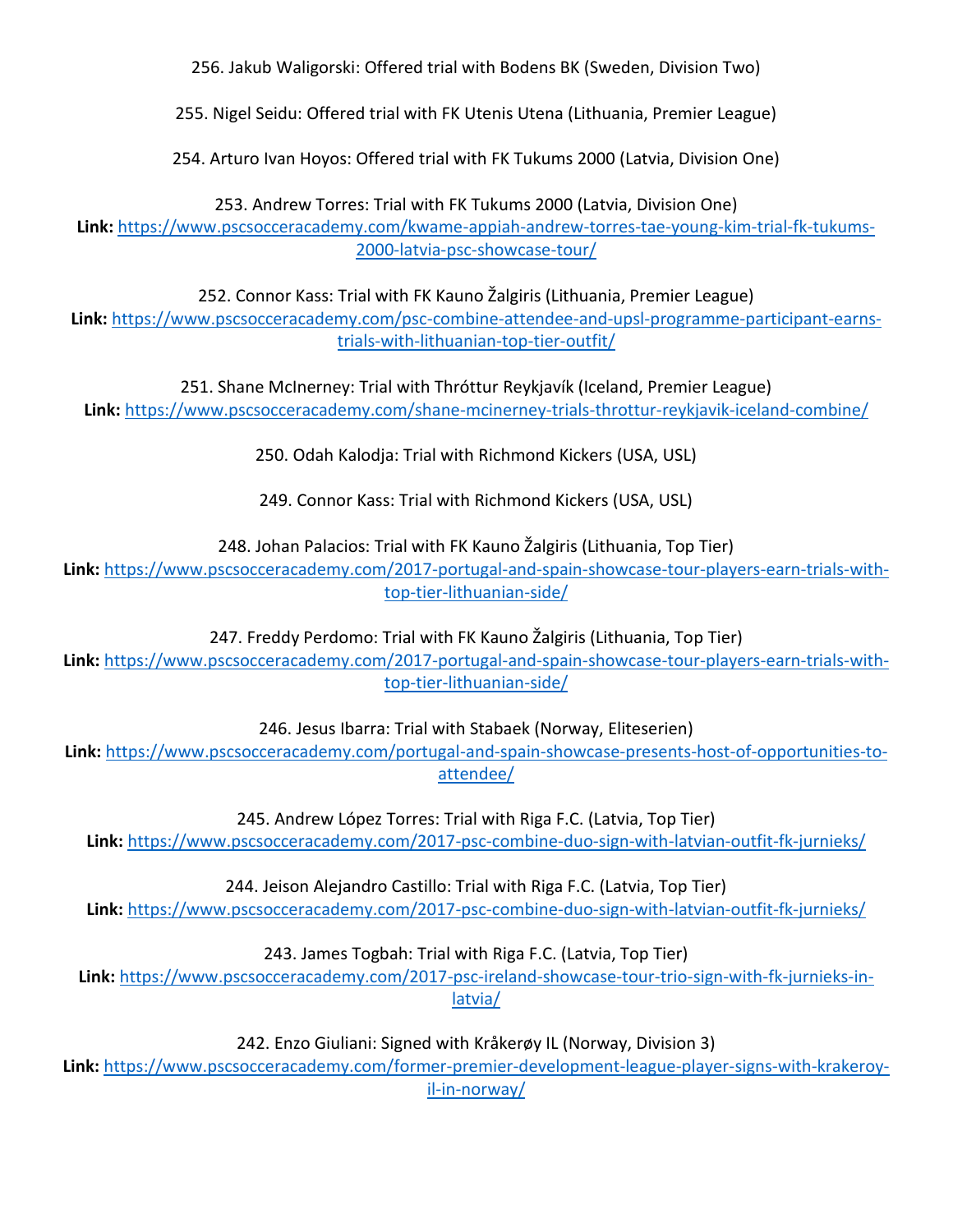256. Jakub Waligorski: Offered trial with Bodens BK (Sweden, Division Two)

255. Nigel Seidu: Offered trial with FK Utenis Utena (Lithuania, Premier League)

254. Arturo Ivan Hoyos: Offered trial with FK Tukums 2000 (Latvia, Division One)

253. Andrew Torres: Trial with FK Tukums 2000 (Latvia, Division One)
**Link:** https://www.pscsocceracademy.com/kwame-appiah-andrew-torres-tae-young-kim-trial-fk-tukums-2000-latvia-psc-showcase-tour/

252. Connor Kass: Trial with FK Kauno Žalgiris (Lithuania, Premier League)
**Link:** https://www.pscsocceracademy.com/psc-combine-attendee-and-upsl-programme-participant-earns-trials-with-lithuanian-top-tier-outfit/

251. Shane McInerney: Trial with Thróttur Reykjavík (Iceland, Premier League)
**Link:** https://www.pscsocceracademy.com/shane-mcinerney-trials-throttur-reykjavik-iceland-combine/

250. Odah Kalodja: Trial with Richmond Kickers (USA, USL)

249. Connor Kass: Trial with Richmond Kickers (USA, USL)

248. Johan Palacios: Trial with FK Kauno Žalgiris (Lithuania, Top Tier)
**Link:** https://www.pscsocceracademy.com/2017-portugal-and-spain-showcase-tour-players-earn-trials-with-top-tier-lithuanian-side/

247. Freddy Perdomo: Trial with FK Kauno Žalgiris (Lithuania, Top Tier)
**Link:** https://www.pscsocceracademy.com/2017-portugal-and-spain-showcase-tour-players-earn-trials-with-top-tier-lithuanian-side/

246. Jesus Ibarra: Trial with Stabaek (Norway, Eliteserien)
**Link:** https://www.pscsocceracademy.com/portugal-and-spain-showcase-presents-host-of-opportunities-to-attendee/

245. Andrew López Torres: Trial with Riga F.C. (Latvia, Top Tier)
**Link:** https://www.pscsocceracademy.com/2017-psc-combine-duo-sign-with-latvian-outfit-fk-jurnieks/

244. Jeison Alejandro Castillo: Trial with Riga F.C. (Latvia, Top Tier)
**Link:** https://www.pscsocceracademy.com/2017-psc-combine-duo-sign-with-latvian-outfit-fk-jurnieks/

243. James Togbah: Trial with Riga F.C. (Latvia, Top Tier)
**Link:** https://www.pscsocceracademy.com/2017-psc-ireland-showcase-tour-trio-sign-with-fk-jurnieks-in-latvia/

242. Enzo Giuliani: Signed with Kråkerøy IL (Norway, Division 3)
**Link:** https://www.pscsocceracademy.com/former-premier-development-league-player-signs-with-krakeroy-il-in-norway/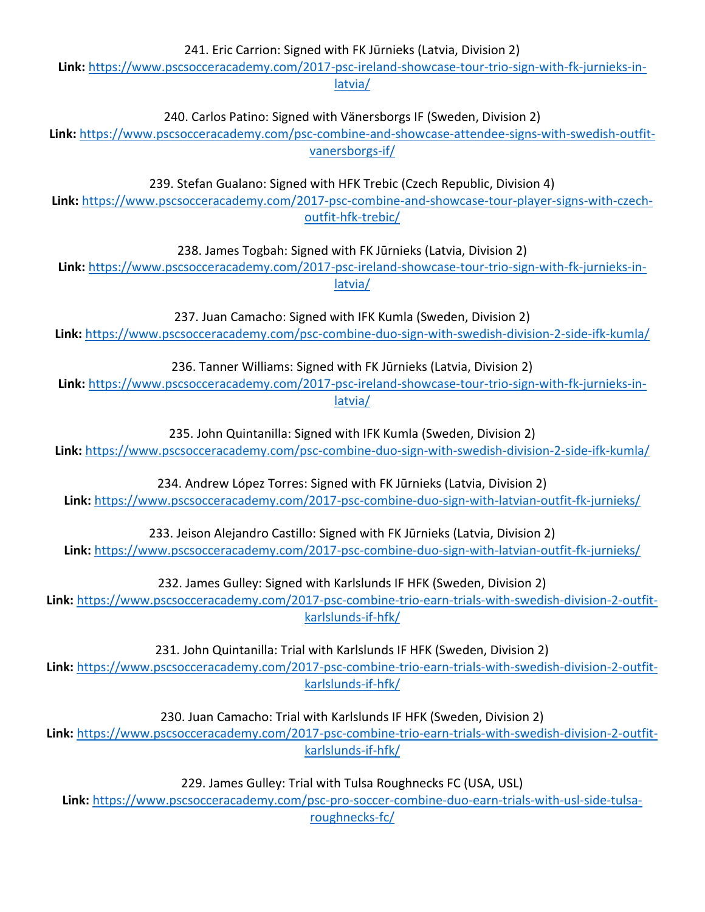241. Eric Carrion: Signed with FK Jūrnieks (Latvia, Division 2)
**Link:** https://www.pscsocceracademy.com/2017-psc-ireland-showcase-tour-trio-sign-with-fk-jurnieks-in-latvia/

240. Carlos Patino: Signed with Vänersborgs IF (Sweden, Division 2)
**Link:** https://www.pscsocceracademy.com/psc-combine-and-showcase-attendee-signs-with-swedish-outfit-vanersborgs-if/

239. Stefan Gualano: Signed with HFK Trebic (Czech Republic, Division 4)
**Link:** https://www.pscsocceracademy.com/2017-psc-combine-and-showcase-tour-player-signs-with-czech-outfit-hfk-trebic/

238. James Togbah: Signed with FK Jūrnieks (Latvia, Division 2)
**Link:** https://www.pscsocceracademy.com/2017-psc-ireland-showcase-tour-trio-sign-with-fk-jurnieks-in-latvia/

237. Juan Camacho: Signed with IFK Kumla (Sweden, Division 2)
**Link:** https://www.pscsocceracademy.com/psc-combine-duo-sign-with-swedish-division-2-side-ifk-kumla/

236. Tanner Williams: Signed with FK Jūrnieks (Latvia, Division 2)
**Link:** https://www.pscsocceracademy.com/2017-psc-ireland-showcase-tour-trio-sign-with-fk-jurnieks-in-latvia/

235. John Quintanilla: Signed with IFK Kumla (Sweden, Division 2)
**Link:** https://www.pscsocceracademy.com/psc-combine-duo-sign-with-swedish-division-2-side-ifk-kumla/

234. Andrew López Torres: Signed with FK Jūrnieks (Latvia, Division 2)
**Link:** https://www.pscsocceracademy.com/2017-psc-combine-duo-sign-with-latvian-outfit-fk-jurnieks/

233. Jeison Alejandro Castillo: Signed with FK Jūrnieks (Latvia, Division 2)
**Link:** https://www.pscsocceracademy.com/2017-psc-combine-duo-sign-with-latvian-outfit-fk-jurnieks/

232. James Gulley: Signed with Karlslunds IF HFK (Sweden, Division 2)
**Link:** https://www.pscsocceracademy.com/2017-psc-combine-trio-earn-trials-with-swedish-division-2-outfit-karlslunds-if-hfk/

231. John Quintanilla: Trial with Karlslunds IF HFK (Sweden, Division 2)
**Link:** https://www.pscsocceracademy.com/2017-psc-combine-trio-earn-trials-with-swedish-division-2-outfit-karlslunds-if-hfk/

230. Juan Camacho: Trial with Karlslunds IF HFK (Sweden, Division 2)
**Link:** https://www.pscsocceracademy.com/2017-psc-combine-trio-earn-trials-with-swedish-division-2-outfit-karlslunds-if-hfk/

229. James Gulley: Trial with Tulsa Roughnecks FC (USA, USL)
**Link:** https://www.pscsocceracademy.com/psc-pro-soccer-combine-duo-earn-trials-with-usl-side-tulsa-roughnecks-fc/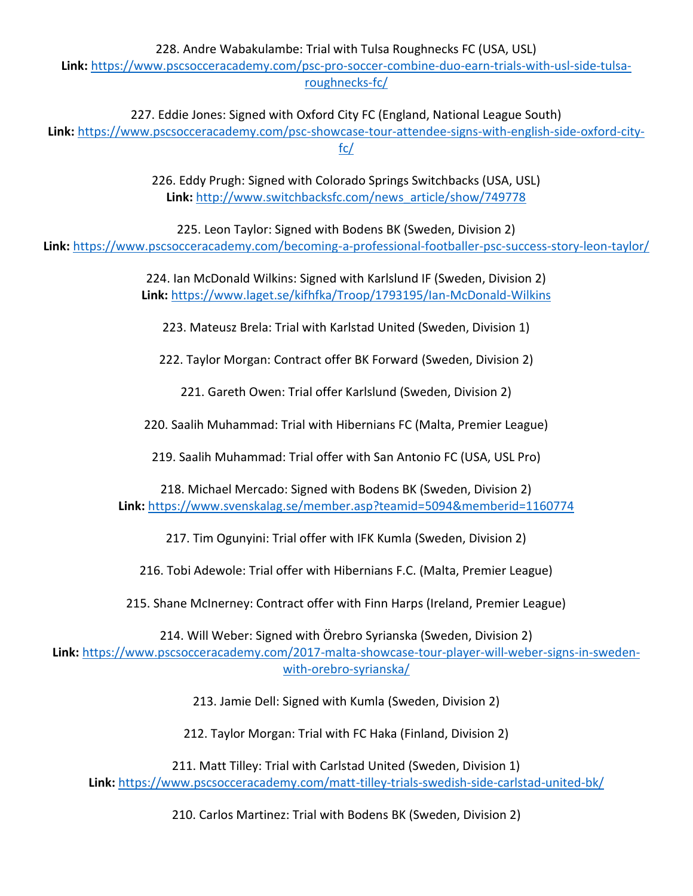228. Andre Wabakulambe: Trial with Tulsa Roughnecks FC (USA, USL)
**Link:** https://www.pscsocceracademy.com/psc-pro-soccer-combine-duo-earn-trials-with-usl-side-tulsa-roughnecks-fc/

227. Eddie Jones: Signed with Oxford City FC (England, National League South)
**Link:** https://www.pscsocceracademy.com/psc-showcase-tour-attendee-signs-with-english-side-oxford-city-fc/

226. Eddy Prugh: Signed with Colorado Springs Switchbacks (USA, USL)
**Link:** http://www.switchbacksfc.com/news_article/show/749778

225. Leon Taylor: Signed with Bodens BK (Sweden, Division 2)
**Link:** https://www.pscsocceracademy.com/becoming-a-professional-footballer-psc-success-story-leon-taylor/

224. Ian McDonald Wilkins: Signed with Karlslund IF (Sweden, Division 2)
**Link:** https://www.laget.se/kifhfka/Troop/1793195/Ian-McDonald-Wilkins

223. Mateusz Brela: Trial with Karlstad United (Sweden, Division 1)

222. Taylor Morgan: Contract offer BK Forward (Sweden, Division 2)

221. Gareth Owen: Trial offer Karlslund (Sweden, Division 2)

220. Saalih Muhammad: Trial with Hibernians FC (Malta, Premier League)

219. Saalih Muhammad: Trial offer with San Antonio FC (USA, USL Pro)

218. Michael Mercado: Signed with Bodens BK (Sweden, Division 2)
**Link:** https://www.svenskalag.se/member.asp?teamid=5094&memberid=1160774

217. Tim Ogunyini: Trial offer with IFK Kumla (Sweden, Division 2)

216. Tobi Adewole: Trial offer with Hibernians F.C. (Malta, Premier League)

215. Shane McInerney: Contract offer with Finn Harps (Ireland, Premier League)

214. Will Weber: Signed with Örebro Syrianska (Sweden, Division 2)
**Link:** https://www.pscsocceracademy.com/2017-malta-showcase-tour-player-will-weber-signs-in-sweden-with-orebro-syrianska/

213. Jamie Dell: Signed with Kumla (Sweden, Division 2)

212. Taylor Morgan: Trial with FC Haka (Finland, Division 2)

211. Matt Tilley: Trial with Carlstad United (Sweden, Division 1)
**Link:** https://www.pscsocceracademy.com/matt-tilley-trials-swedish-side-carlstad-united-bk/

210. Carlos Martinez: Trial with Bodens BK (Sweden, Division 2)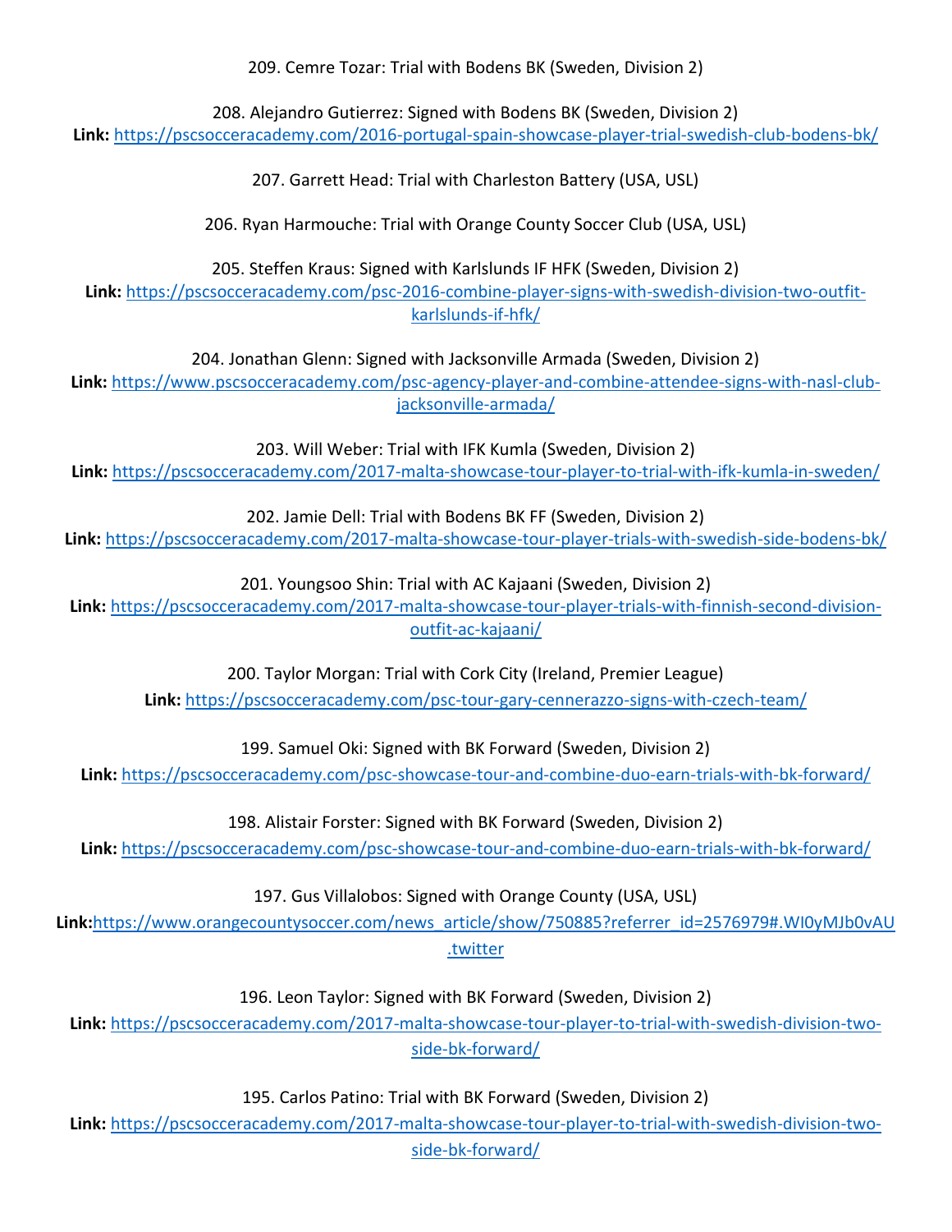209. Cemre Tozar: Trial with Bodens BK (Sweden, Division 2)

208. Alejandro Gutierrez: Signed with Bodens BK (Sweden, Division 2)
**Link:** https://pscsocceracademy.com/2016-portugal-spain-showcase-player-trial-swedish-club-bodens-bk/

207. Garrett Head: Trial with Charleston Battery (USA, USL)

206. Ryan Harmouche: Trial with Orange County Soccer Club (USA, USL)

205. Steffen Kraus: Signed with Karlslunds IF HFK (Sweden, Division 2)
**Link:** https://pscsocceracademy.com/psc-2016-combine-player-signs-with-swedish-division-two-outfit-karlslunds-if-hfk/

204. Jonathan Glenn: Signed with Jacksonville Armada (Sweden, Division 2)
**Link:** https://www.pscsocceracademy.com/psc-agency-player-and-combine-attendee-signs-with-nasl-club-jacksonville-armada/

203. Will Weber: Trial with IFK Kumla (Sweden, Division 2)
**Link:** https://pscsocceracademy.com/2017-malta-showcase-tour-player-to-trial-with-ifk-kumla-in-sweden/

202. Jamie Dell: Trial with Bodens BK FF (Sweden, Division 2)
**Link:** https://pscsocceracademy.com/2017-malta-showcase-tour-player-trials-with-swedish-side-bodens-bk/

201. Youngsoo Shin: Trial with AC Kajaani (Sweden, Division 2)
**Link:** https://pscsocceracademy.com/2017-malta-showcase-tour-player-trials-with-finnish-second-division-outfit-ac-kajaani/

200. Taylor Morgan: Trial with Cork City (Ireland, Premier League)
**Link:** https://pscsocceracademy.com/psc-tour-gary-cennerazzo-signs-with-czech-team/

199. Samuel Oki: Signed with BK Forward (Sweden, Division 2)
**Link:** https://pscsocceracademy.com/psc-showcase-tour-and-combine-duo-earn-trials-with-bk-forward/

198. Alistair Forster: Signed with BK Forward (Sweden, Division 2)
**Link:** https://pscsocceracademy.com/psc-showcase-tour-and-combine-duo-earn-trials-with-bk-forward/

197. Gus Villalobos: Signed with Orange County (USA, USL)
**Link:**https://www.orangecountysoccer.com/news_article/show/750885?referrer_id=2576979#.WI0yMJb0vAU.twitter

196. Leon Taylor: Signed with BK Forward (Sweden, Division 2)
**Link:** https://pscsocceracademy.com/2017-malta-showcase-tour-player-to-trial-with-swedish-division-two-side-bk-forward/

195. Carlos Patino: Trial with BK Forward (Sweden, Division 2)
**Link:** https://pscsocceracademy.com/2017-malta-showcase-tour-player-to-trial-with-swedish-division-two-side-bk-forward/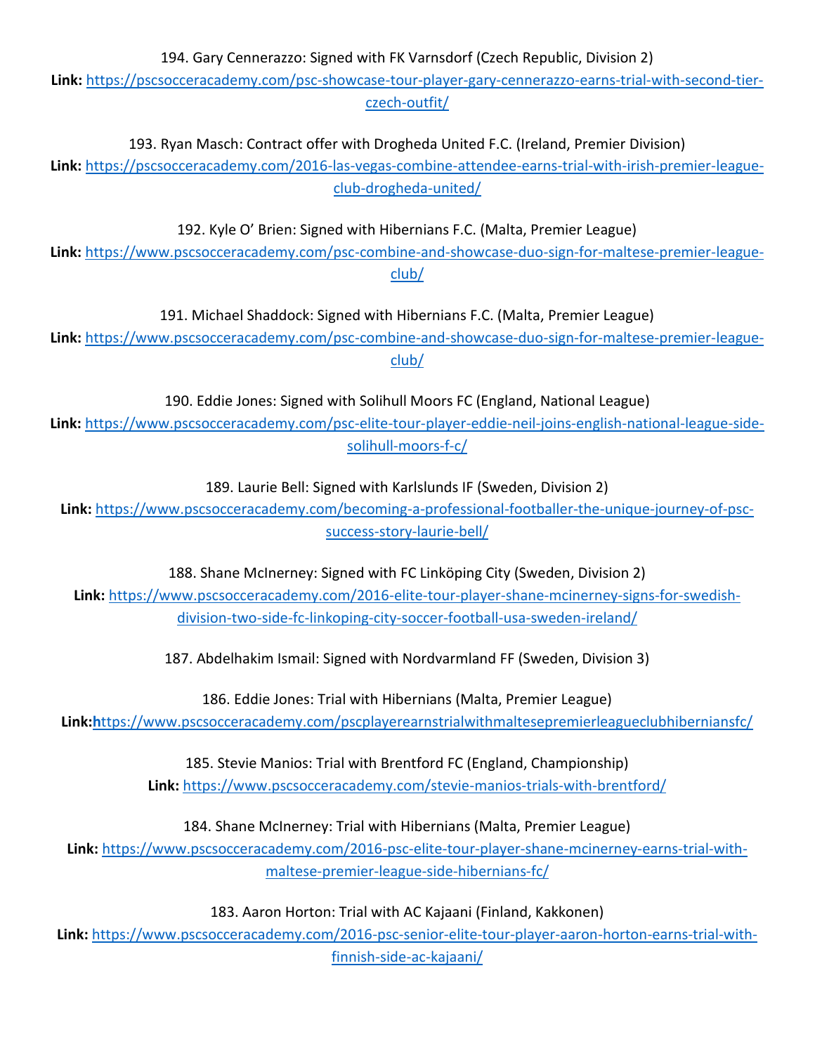194. Gary Cennerazzo: Signed with FK Varnsdorf (Czech Republic, Division 2)

**Link:** https://pscsocceracademy.com/psc-showcase-tour-player-gary-cennerazzo-earns-trial-with-second-tier-czech-outfit/

193. Ryan Masch: Contract offer with Drogheda United F.C. (Ireland, Premier Division)

**Link:** https://pscsocceracademy.com/2016-las-vegas-combine-attendee-earns-trial-with-irish-premier-league-club-drogheda-united/

192. Kyle O' Brien: Signed with Hibernians F.C. (Malta, Premier League)

**Link:** https://www.pscsocceracademy.com/psc-combine-and-showcase-duo-sign-for-maltese-premier-league-club/

191. Michael Shaddock: Signed with Hibernians F.C. (Malta, Premier League)

**Link:** https://www.pscsocceracademy.com/psc-combine-and-showcase-duo-sign-for-maltese-premier-league-club/

190. Eddie Jones: Signed with Solihull Moors FC (England, National League)

**Link:** https://www.pscsocceracademy.com/psc-elite-tour-player-eddie-neil-joins-english-national-league-side-solihull-moors-f-c/

189. Laurie Bell: Signed with Karlslunds IF (Sweden, Division 2)

**Link:** https://www.pscsocceracademy.com/becoming-a-professional-footballer-the-unique-journey-of-psc-success-story-laurie-bell/

188. Shane McInerney: Signed with FC Linköping City (Sweden, Division 2)

**Link:** https://www.pscsocceracademy.com/2016-elite-tour-player-shane-mcinerney-signs-for-swedish-division-two-side-fc-linkoping-city-soccer-football-usa-sweden-ireland/

187. Abdelhakim Ismail: Signed with Nordvarmland FF (Sweden, Division 3)

186. Eddie Jones: Trial with Hibernians (Malta, Premier League)

**Link:**https://www.pscsocceracademy.com/pscplayerearnstrialwithmaltesepremierleagueclubhiberniansfc/

185. Stevie Manios: Trial with Brentford FC (England, Championship)

**Link:** https://www.pscsocceracademy.com/stevie-manios-trials-with-brentford/

184. Shane McInerney: Trial with Hibernians (Malta, Premier League)

**Link:** https://www.pscsocceracademy.com/2016-psc-elite-tour-player-shane-mcinerney-earns-trial-with-maltese-premier-league-side-hibernians-fc/

183. Aaron Horton: Trial with AC Kajaani (Finland, Kakkonen)

**Link:** https://www.pscsocceracademy.com/2016-psc-senior-elite-tour-player-aaron-horton-earns-trial-with-finnish-side-ac-kajaani/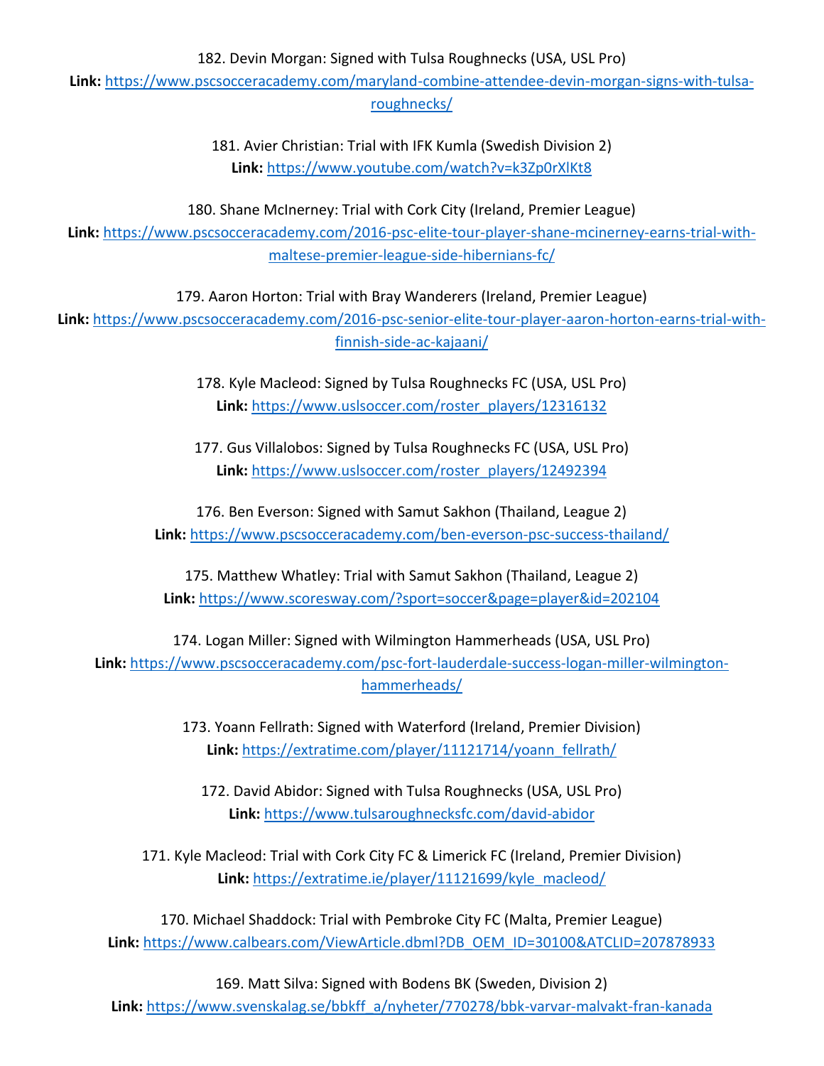182. Devin Morgan: Signed with Tulsa Roughnecks (USA, USL Pro)
**Link:** https://www.pscsocceracademy.com/maryland-combine-attendee-devin-morgan-signs-with-tulsa-roughnecks/

181. Avier Christian: Trial with IFK Kumla (Swedish Division 2)
**Link:** https://www.youtube.com/watch?v=k3Zp0rXlKt8

180. Shane McInerney: Trial with Cork City (Ireland, Premier League)
**Link:** https://www.pscsocceracademy.com/2016-psc-elite-tour-player-shane-mcinerney-earns-trial-with-maltese-premier-league-side-hibernians-fc/

179. Aaron Horton: Trial with Bray Wanderers (Ireland, Premier League)
**Link:** https://www.pscsocceracademy.com/2016-psc-senior-elite-tour-player-aaron-horton-earns-trial-with-finnish-side-ac-kajaani/

178. Kyle Macleod: Signed by Tulsa Roughnecks FC (USA, USL Pro)
**Link:** https://www.uslsoccer.com/roster_players/12316132

177. Gus Villalobos: Signed by Tulsa Roughnecks FC (USA, USL Pro)
**Link:** https://www.uslsoccer.com/roster_players/12492394

176. Ben Everson: Signed with Samut Sakhon (Thailand, League 2)
**Link:** https://www.pscsocceracademy.com/ben-everson-psc-success-thailand/

175. Matthew Whatley: Trial with Samut Sakhon (Thailand, League 2)
**Link:** https://www.scoresway.com/?sport=soccer&page=player&id=202104

174. Logan Miller: Signed with Wilmington Hammerheads (USA, USL Pro)
**Link:** https://www.pscsocceracademy.com/psc-fort-lauderdale-success-logan-miller-wilmington-hammerheads/

173. Yoann Fellrath: Signed with Waterford (Ireland, Premier Division)
**Link:** https://extratime.com/player/11121714/yoann_fellrath/

172. David Abidor: Signed with Tulsa Roughnecks (USA, USL Pro)
**Link:** https://www.tulsaroughnecksfc.com/david-abidor

171. Kyle Macleod: Trial with Cork City FC & Limerick FC (Ireland, Premier Division)
**Link:** https://extratime.ie/player/11121699/kyle_macleod/

170. Michael Shaddock: Trial with Pembroke City FC (Malta, Premier League)
**Link:** https://www.calbears.com/ViewArticle.dbml?DB_OEM_ID=30100&ATCLID=207878933

169. Matt Silva: Signed with Bodens BK (Sweden, Division 2)
**Link:** https://www.svenskalag.se/bbkff_a/nyheter/770278/bbk-varvar-malvakt-fran-kanada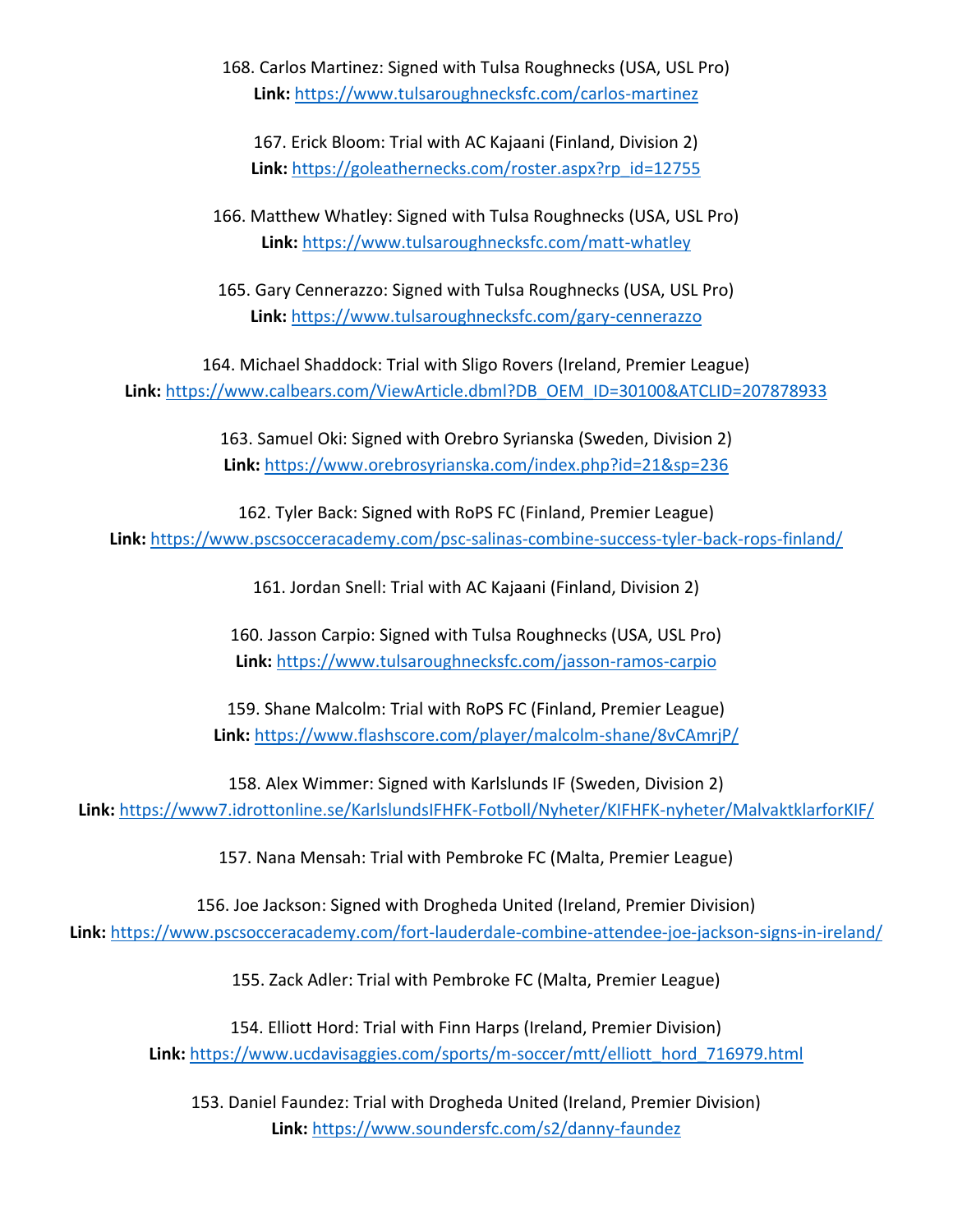168. Carlos Martinez: Signed with Tulsa Roughnecks (USA, USL Pro)
**Link:** https://www.tulsaroughnecksfc.com/carlos-martinez

167. Erick Bloom: Trial with AC Kajaani (Finland, Division 2)
**Link:** https://goleathernecks.com/roster.aspx?rp_id=12755

166. Matthew Whatley: Signed with Tulsa Roughnecks (USA, USL Pro)
**Link:** https://www.tulsaroughnecksfc.com/matt-whatley

165. Gary Cennerazzo: Signed with Tulsa Roughnecks (USA, USL Pro)
**Link:** https://www.tulsaroughnecksfc.com/gary-cennerazzo

164. Michael Shaddock: Trial with Sligo Rovers (Ireland, Premier League)
**Link:** https://www.calbears.com/ViewArticle.dbml?DB_OEM_ID=30100&ATCLID=207878933

163. Samuel Oki: Signed with Orebro Syrianska (Sweden, Division 2)
**Link:** https://www.orebrosyrianska.com/index.php?id=21&sp=236

162. Tyler Back: Signed with RoPS FC (Finland, Premier League)
**Link:** https://www.pscsocceracademy.com/psc-salinas-combine-success-tyler-back-rops-finland/

161. Jordan Snell: Trial with AC Kajaani (Finland, Division 2)

160. Jasson Carpio: Signed with Tulsa Roughnecks (USA, USL Pro)
**Link:** https://www.tulsaroughnecksfc.com/jasson-ramos-carpio

159. Shane Malcolm: Trial with RoPS FC (Finland, Premier League)
**Link:** https://www.flashscore.com/player/malcolm-shane/8vCAmrjP/

158. Alex Wimmer: Signed with Karlslunds IF (Sweden, Division 2)
**Link:** https://www7.idrottonline.se/KarlslundsIFHFK-Fotboll/Nyheter/KIFHFK-nyheter/MalvaktklarforKIF/

157. Nana Mensah: Trial with Pembroke FC (Malta, Premier League)

156. Joe Jackson: Signed with Drogheda United (Ireland, Premier Division)
**Link:** https://www.pscsocceracademy.com/fort-lauderdale-combine-attendee-joe-jackson-signs-in-ireland/

155. Zack Adler: Trial with Pembroke FC (Malta, Premier League)

154. Elliott Hord: Trial with Finn Harps (Ireland, Premier Division)
**Link:** https://www.ucdavisaggies.com/sports/m-soccer/mtt/elliott_hord_716979.html

153. Daniel Faundez: Trial with Drogheda United (Ireland, Premier Division)
**Link:** https://www.soundersfc.com/s2/danny-faundez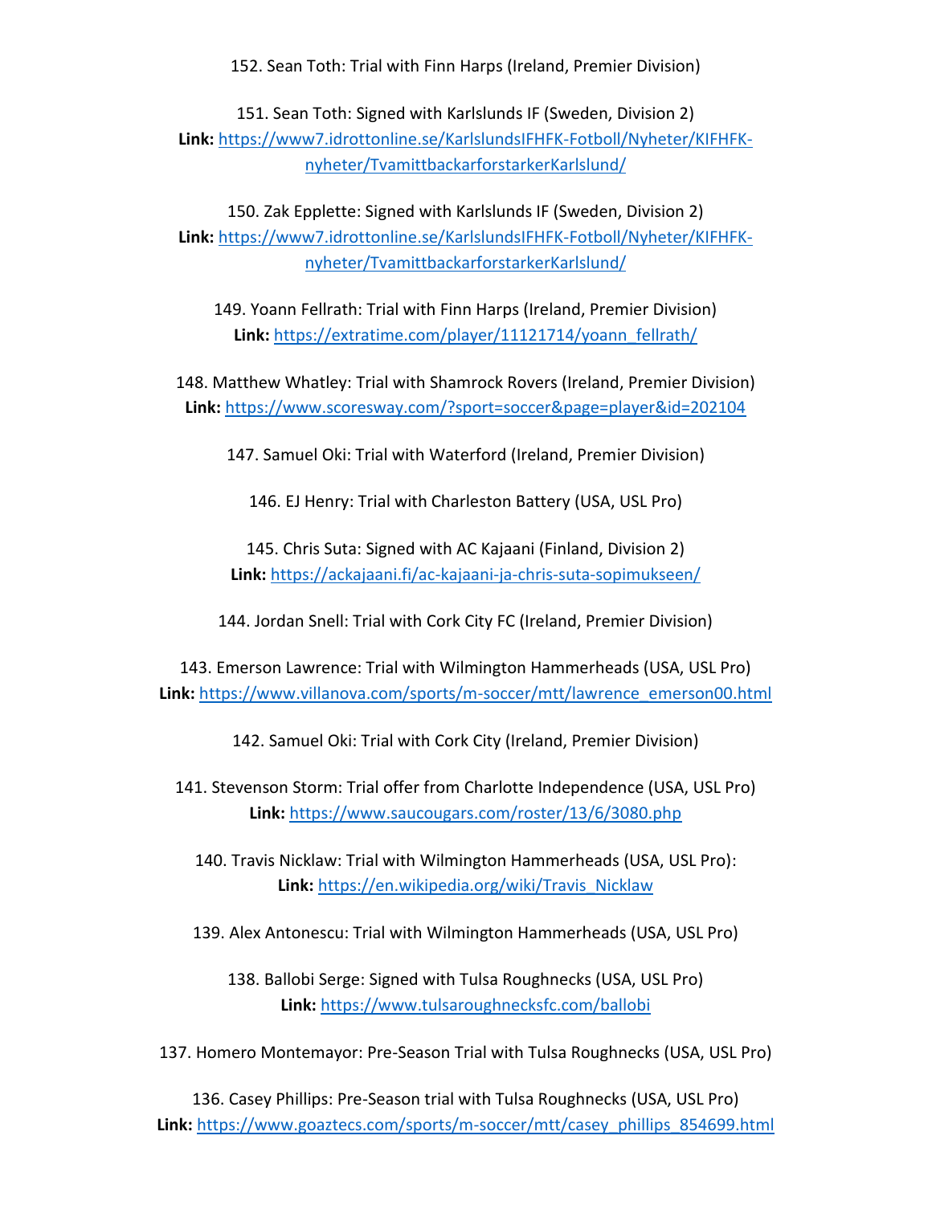152. Sean Toth: Trial with Finn Harps (Ireland, Premier Division)

151. Sean Toth: Signed with Karlslunds IF (Sweden, Division 2)
**Link:** https://www7.idrottonline.se/KarlslundsIFHFK-Fotboll/Nyheter/KIFHFK-nyheter/TvamittbackarforstarkerKarlslund/

150. Zak Epplette: Signed with Karlslunds IF (Sweden, Division 2)
**Link:** https://www7.idrottonline.se/KarlslundsIFHFK-Fotboll/Nyheter/KIFHFK-nyheter/TvamittbackarforstarkerKarlslund/

149. Yoann Fellrath: Trial with Finn Harps (Ireland, Premier Division)
**Link:** https://extratime.com/player/11121714/yoann_fellrath/

148. Matthew Whatley: Trial with Shamrock Rovers (Ireland, Premier Division)
**Link:** https://www.scoresway.com/?sport=soccer&page=player&id=202104

147. Samuel Oki: Trial with Waterford (Ireland, Premier Division)

146. EJ Henry: Trial with Charleston Battery (USA, USL Pro)

145. Chris Suta: Signed with AC Kajaani (Finland, Division 2)
**Link:** https://ackajaani.fi/ac-kajaani-ja-chris-suta-sopimukseen/

144. Jordan Snell: Trial with Cork City FC (Ireland, Premier Division)

143. Emerson Lawrence: Trial with Wilmington Hammerheads (USA, USL Pro)
**Link:** https://www.villanova.com/sports/m-soccer/mtt/lawrence_emerson00.html

142. Samuel Oki: Trial with Cork City (Ireland, Premier Division)

141. Stevenson Storm: Trial offer from Charlotte Independence (USA, USL Pro)
**Link:** https://www.saucougars.com/roster/13/6/3080.php

140. Travis Nicklaw: Trial with Wilmington Hammerheads (USA, USL Pro):
**Link:** https://en.wikipedia.org/wiki/Travis_Nicklaw

139. Alex Antonescu: Trial with Wilmington Hammerheads (USA, USL Pro)

138. Ballobi Serge: Signed with Tulsa Roughnecks (USA, USL Pro)
**Link:** https://www.tulsaroughnecksfc.com/ballobi

137. Homero Montemayor: Pre-Season Trial with Tulsa Roughnecks (USA, USL Pro)

136. Casey Phillips: Pre-Season trial with Tulsa Roughnecks (USA, USL Pro)
**Link:** https://www.goaztecs.com/sports/m-soccer/mtt/casey_phillips_854699.html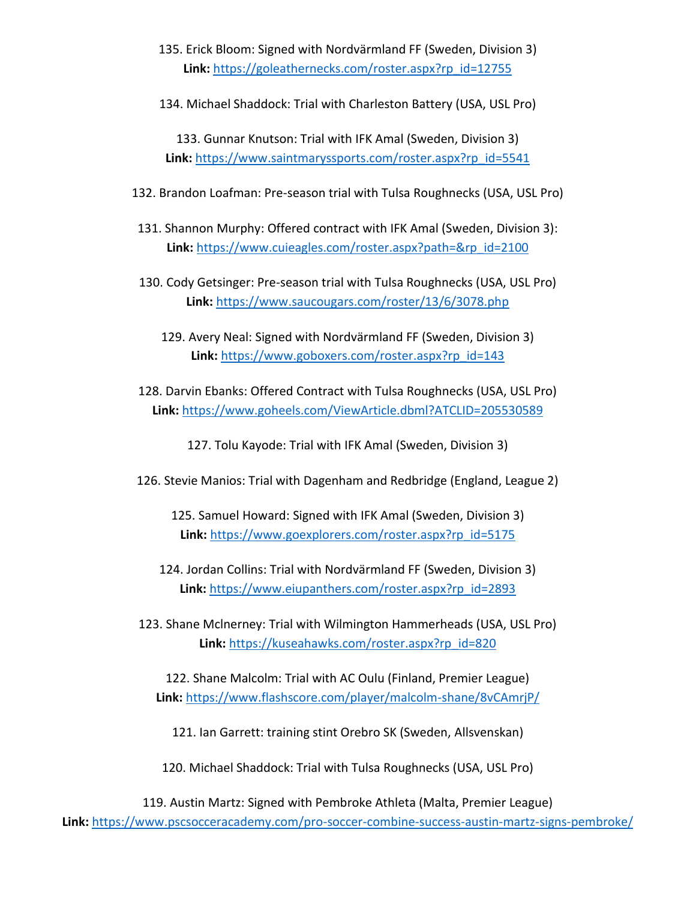135. Erick Bloom: Signed with Nordvärmland FF (Sweden, Division 3)
**Link:** https://goleathernecks.com/roster.aspx?rp_id=12755

134. Michael Shaddock: Trial with Charleston Battery (USA, USL Pro)

133. Gunnar Knutson: Trial with IFK Amal (Sweden, Division 3)
**Link:** https://www.saintmaryssports.com/roster.aspx?rp_id=5541

132. Brandon Loafman: Pre-season trial with Tulsa Roughnecks (USA, USL Pro)

131. Shannon Murphy: Offered contract with IFK Amal (Sweden, Division 3):
**Link:** https://www.cuieagles.com/roster.aspx?path=&rp_id=2100

130. Cody Getsinger: Pre-season trial with Tulsa Roughnecks (USA, USL Pro)
**Link:** https://www.saucougars.com/roster/13/6/3078.php

129. Avery Neal: Signed with Nordvärmland FF (Sweden, Division 3)
**Link:** https://www.goboxers.com/roster.aspx?rp_id=143

128. Darvin Ebanks: Offered Contract with Tulsa Roughnecks (USA, USL Pro)
**Link:** https://www.goheels.com/ViewArticle.dbml?ATCLID=205530589

127. Tolu Kayode: Trial with IFK Amal (Sweden, Division 3)

126. Stevie Manios: Trial with Dagenham and Redbridge (England, League 2)

125. Samuel Howard: Signed with IFK Amal (Sweden, Division 3)
**Link:** https://www.goexplorers.com/roster.aspx?rp_id=5175

124. Jordan Collins: Trial with Nordvärmland FF (Sweden, Division 3)
**Link:** https://www.eiupanthers.com/roster.aspx?rp_id=2893

123. Shane Mclnerney: Trial with Wilmington Hammerheads (USA, USL Pro)
**Link:** https://kuseahawks.com/roster.aspx?rp_id=820

122. Shane Malcolm: Trial with AC Oulu (Finland, Premier League)
**Link:** https://www.flashscore.com/player/malcolm-shane/8vCAmrjP/

121. Ian Garrett: training stint Orebro SK (Sweden, Allsvenskan)

120. Michael Shaddock: Trial with Tulsa Roughnecks (USA, USL Pro)

119. Austin Martz: Signed with Pembroke Athleta (Malta, Premier League)
**Link:** https://www.pscsocceracademy.com/pro-soccer-combine-success-austin-martz-signs-pembroke/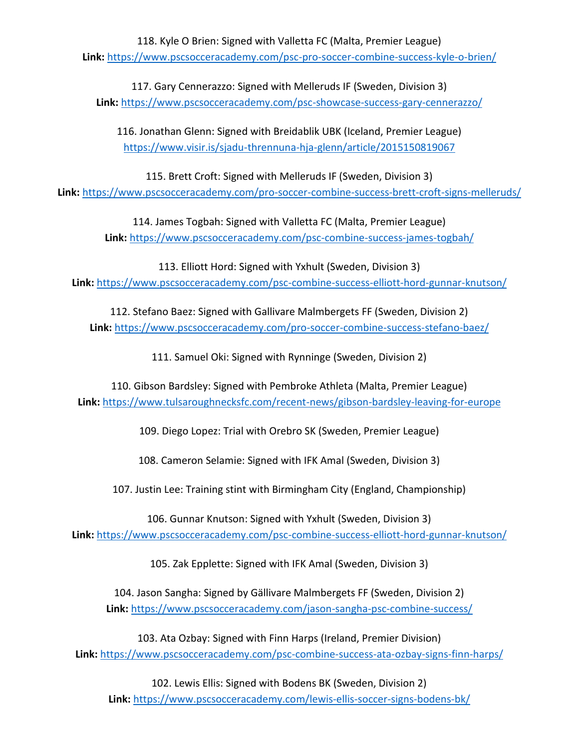118. Kyle O Brien: Signed with Valletta FC (Malta, Premier League)
**Link:** https://www.pscsocceracademy.com/psc-pro-soccer-combine-success-kyle-o-brien/

117. Gary Cennerazzo: Signed with Melleruds IF (Sweden, Division 3)
**Link:** https://www.pscsocceracademy.com/psc-showcase-success-gary-cennerazzo/

116. Jonathan Glenn: Signed with Breidablik UBK (Iceland, Premier League)
https://www.visir.is/sjadu-thrennuna-hja-glenn/article/2015150819067

115. Brett Croft: Signed with Melleruds IF (Sweden, Division 3)
**Link:** https://www.pscsocceracademy.com/pro-soccer-combine-success-brett-croft-signs-melleruds/

114. James Togbah: Signed with Valletta FC (Malta, Premier League)
**Link:** https://www.pscsocceracademy.com/psc-combine-success-james-togbah/

113. Elliott Hord: Signed with Yxhult (Sweden, Division 3)
**Link:** https://www.pscsocceracademy.com/psc-combine-success-elliott-hord-gunnar-knutson/

112. Stefano Baez: Signed with Gallivare Malmbergets FF (Sweden, Division 2)
**Link:** https://www.pscsocceracademy.com/pro-soccer-combine-success-stefano-baez/

111. Samuel Oki: Signed with Rynninge (Sweden, Division 2)

110. Gibson Bardsley: Signed with Pembroke Athleta (Malta, Premier League)
**Link:** https://www.tulsaroughnecksfc.com/recent-news/gibson-bardsley-leaving-for-europe

109. Diego Lopez: Trial with Orebro SK (Sweden, Premier League)

108. Cameron Selamie: Signed with IFK Amal (Sweden, Division 3)

107. Justin Lee: Training stint with Birmingham City (England, Championship)

106. Gunnar Knutson: Signed with Yxhult (Sweden, Division 3)
**Link:** https://www.pscsocceracademy.com/psc-combine-success-elliott-hord-gunnar-knutson/

105. Zak Epplette: Signed with IFK Amal (Sweden, Division 3)

104. Jason Sangha: Signed by Gällivare Malmbergets FF (Sweden, Division 2)
**Link:** https://www.pscsocceracademy.com/jason-sangha-psc-combine-success/

103. Ata Ozbay: Signed with Finn Harps (Ireland, Premier Division)
**Link:** https://www.pscsocceracademy.com/psc-combine-success-ata-ozbay-signs-finn-harps/

102. Lewis Ellis: Signed with Bodens BK (Sweden, Division 2)
**Link:** https://www.pscsocceracademy.com/lewis-ellis-soccer-signs-bodens-bk/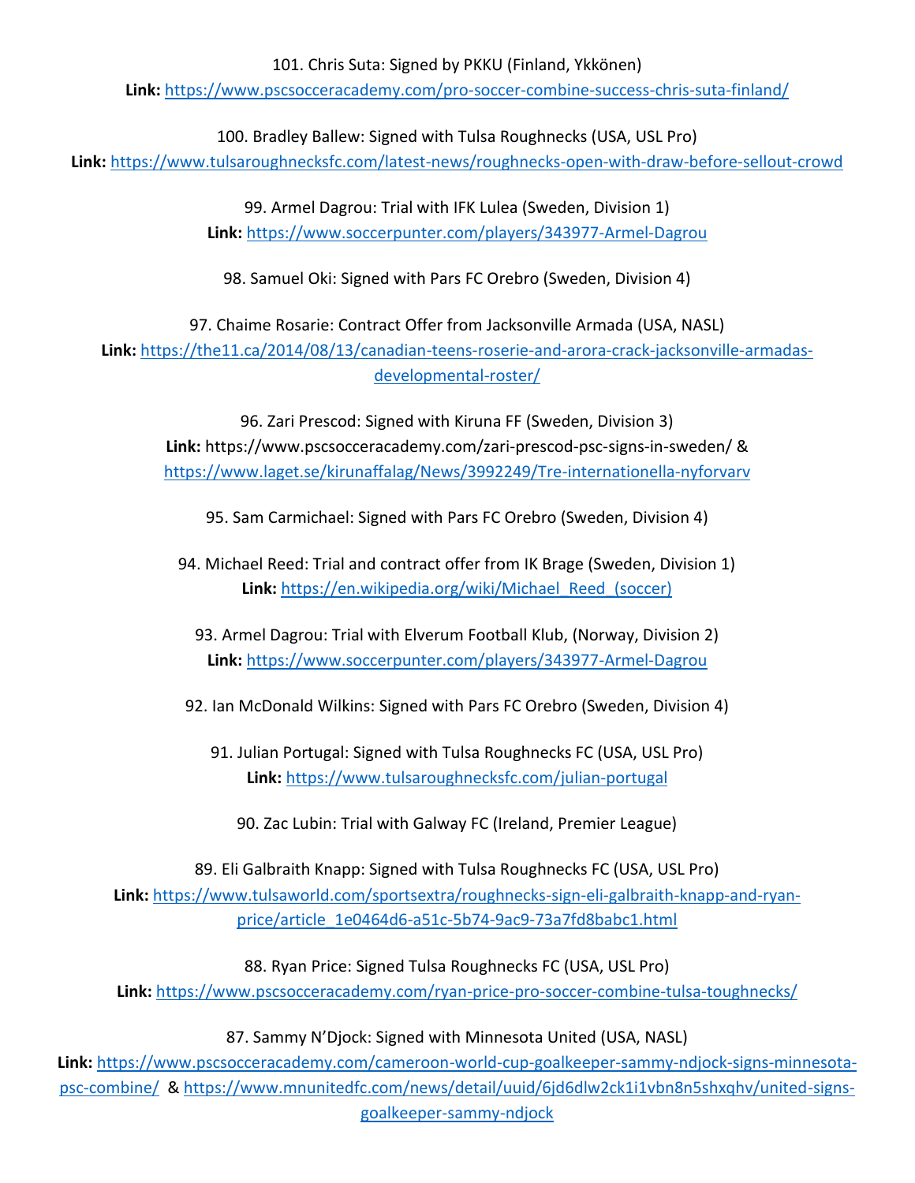101. Chris Suta: Signed by PKKU (Finland, Ykkönen)
**Link:** https://www.pscsocceracademy.com/pro-soccer-combine-success-chris-suta-finland/

100. Bradley Ballew: Signed with Tulsa Roughnecks (USA, USL Pro)
**Link:** https://www.tulsaroughnecksfc.com/latest-news/roughnecks-open-with-draw-before-sellout-crowd

99. Armel Dagrou: Trial with IFK Lulea (Sweden, Division 1)
**Link:** https://www.soccerpunter.com/players/343977-Armel-Dagrou

98. Samuel Oki: Signed with Pars FC Orebro (Sweden, Division 4)

97. Chaime Rosarie: Contract Offer from Jacksonville Armada (USA, NASL)
**Link:** https://the11.ca/2014/08/13/canadian-teens-roserie-and-arora-crack-jacksonville-armadas-developmental-roster/

96. Zari Prescod: Signed with Kiruna FF (Sweden, Division 3)
**Link:** https://www.pscsocceracademy.com/zari-prescod-psc-signs-in-sweden/ & https://www.laget.se/kirunaffalag/News/3992249/Tre-internationella-nyforvarv

95. Sam Carmichael: Signed with Pars FC Orebro (Sweden, Division 4)

94. Michael Reed: Trial and contract offer from IK Brage (Sweden, Division 1)
**Link:** https://en.wikipedia.org/wiki/Michael_Reed_(soccer)

93. Armel Dagrou: Trial with Elverum Football Klub, (Norway, Division 2)
**Link:** https://www.soccerpunter.com/players/343977-Armel-Dagrou

92. Ian McDonald Wilkins: Signed with Pars FC Orebro (Sweden, Division 4)

91. Julian Portugal: Signed with Tulsa Roughnecks FC (USA, USL Pro)
**Link:** https://www.tulsaroughnecksfc.com/julian-portugal

90. Zac Lubin: Trial with Galway FC (Ireland, Premier League)

89. Eli Galbraith Knapp: Signed with Tulsa Roughnecks FC (USA, USL Pro)
**Link:** https://www.tulsaworld.com/sportsextra/roughnecks-sign-eli-galbraith-knapp-and-ryan-price/article_1e0464d6-a51c-5b74-9ac9-73a7fd8babc1.html

88. Ryan Price: Signed Tulsa Roughnecks FC (USA, USL Pro)
**Link:** https://www.pscsocceracademy.com/ryan-price-pro-soccer-combine-tulsa-toughnecks/

87. Sammy N'Djock: Signed with Minnesota United (USA, NASL)
**Link:** https://www.pscsocceracademy.com/cameroon-world-cup-goalkeeper-sammy-ndjock-signs-minnesota-psc-combine/ & https://www.mnunitedfc.com/news/detail/uuid/6jd6dlw2ck1i1vbn8n5shxqhv/united-signs-goalkeeper-sammy-ndjock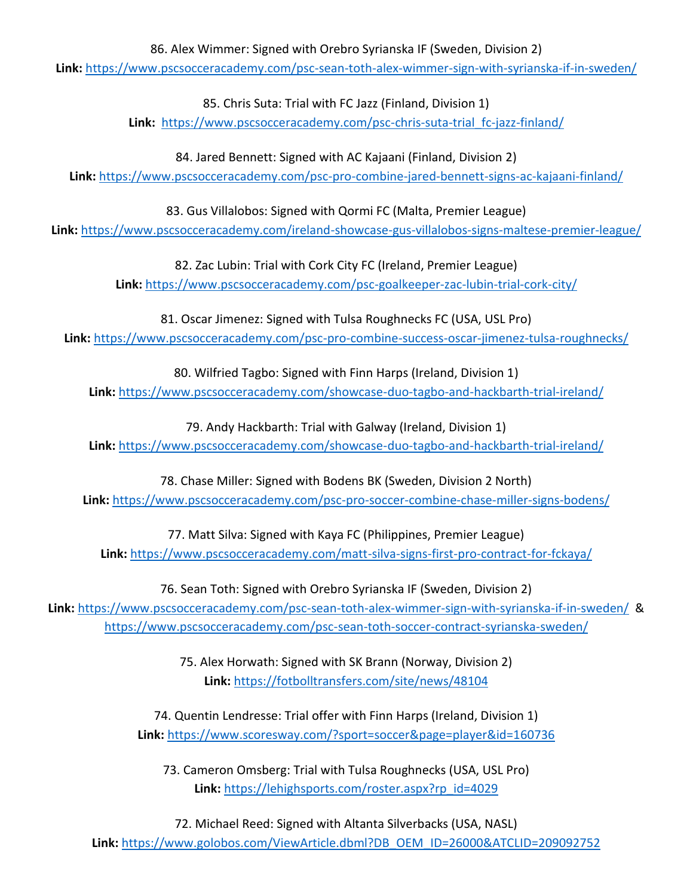86. Alex Wimmer: Signed with Orebro Syrianska IF (Sweden, Division 2)
**Link:** https://www.pscsocceracademy.com/psc-sean-toth-alex-wimmer-sign-with-syrianska-if-in-sweden/

85. Chris Suta: Trial with FC Jazz (Finland, Division 1)
**Link:** https://www.pscsocceracademy.com/psc-chris-suta-trial_fc-jazz-finland/

84. Jared Bennett: Signed with AC Kajaani (Finland, Division 2)
**Link:** https://www.pscsocceracademy.com/psc-pro-combine-jared-bennett-signs-ac-kajaani-finland/

83. Gus Villalobos: Signed with Qormi FC (Malta, Premier League)
**Link:** https://www.pscsocceracademy.com/ireland-showcase-gus-villalobos-signs-maltese-premier-league/

82. Zac Lubin: Trial with Cork City FC (Ireland, Premier League)
**Link:** https://www.pscsocceracademy.com/psc-goalkeeper-zac-lubin-trial-cork-city/

81. Oscar Jimenez: Signed with Tulsa Roughnecks FC (USA, USL Pro)
**Link:** https://www.pscsocceracademy.com/psc-pro-combine-success-oscar-jimenez-tulsa-roughnecks/

80. Wilfried Tagbo: Signed with Finn Harps (Ireland, Division 1)
**Link:** https://www.pscsocceracademy.com/showcase-duo-tagbo-and-hackbarth-trial-ireland/

79. Andy Hackbarth: Trial with Galway (Ireland, Division 1)
**Link:** https://www.pscsocceracademy.com/showcase-duo-tagbo-and-hackbarth-trial-ireland/

78. Chase Miller: Signed with Bodens BK (Sweden, Division 2 North)
**Link:** https://www.pscsocceracademy.com/psc-pro-soccer-combine-chase-miller-signs-bodens/

77. Matt Silva: Signed with Kaya FC (Philippines, Premier League)
**Link:** https://www.pscsocceracademy.com/matt-silva-signs-first-pro-contract-for-fckaya/

76. Sean Toth: Signed with Orebro Syrianska IF (Sweden, Division 2)
**Link:** https://www.pscsocceracademy.com/psc-sean-toth-alex-wimmer-sign-with-syrianska-if-in-sweden/ & https://www.pscsocceracademy.com/psc-sean-toth-soccer-contract-syrianska-sweden/

75. Alex Horwath: Signed with SK Brann (Norway, Division 2)
**Link:** https://fotbolltransfers.com/site/news/48104

74. Quentin Lendresse: Trial offer with Finn Harps (Ireland, Division 1)
**Link:** https://www.scoresway.com/?sport=soccer&page=player&id=160736

73. Cameron Omsberg: Trial with Tulsa Roughnecks (USA, USL Pro)
**Link:** https://lehighsports.com/roster.aspx?rp_id=4029

72. Michael Reed: Signed with Altanta Silverbacks (USA, NASL)
**Link:** https://www.golobos.com/ViewArticle.dbml?DB_OEM_ID=26000&ATCLID=209092752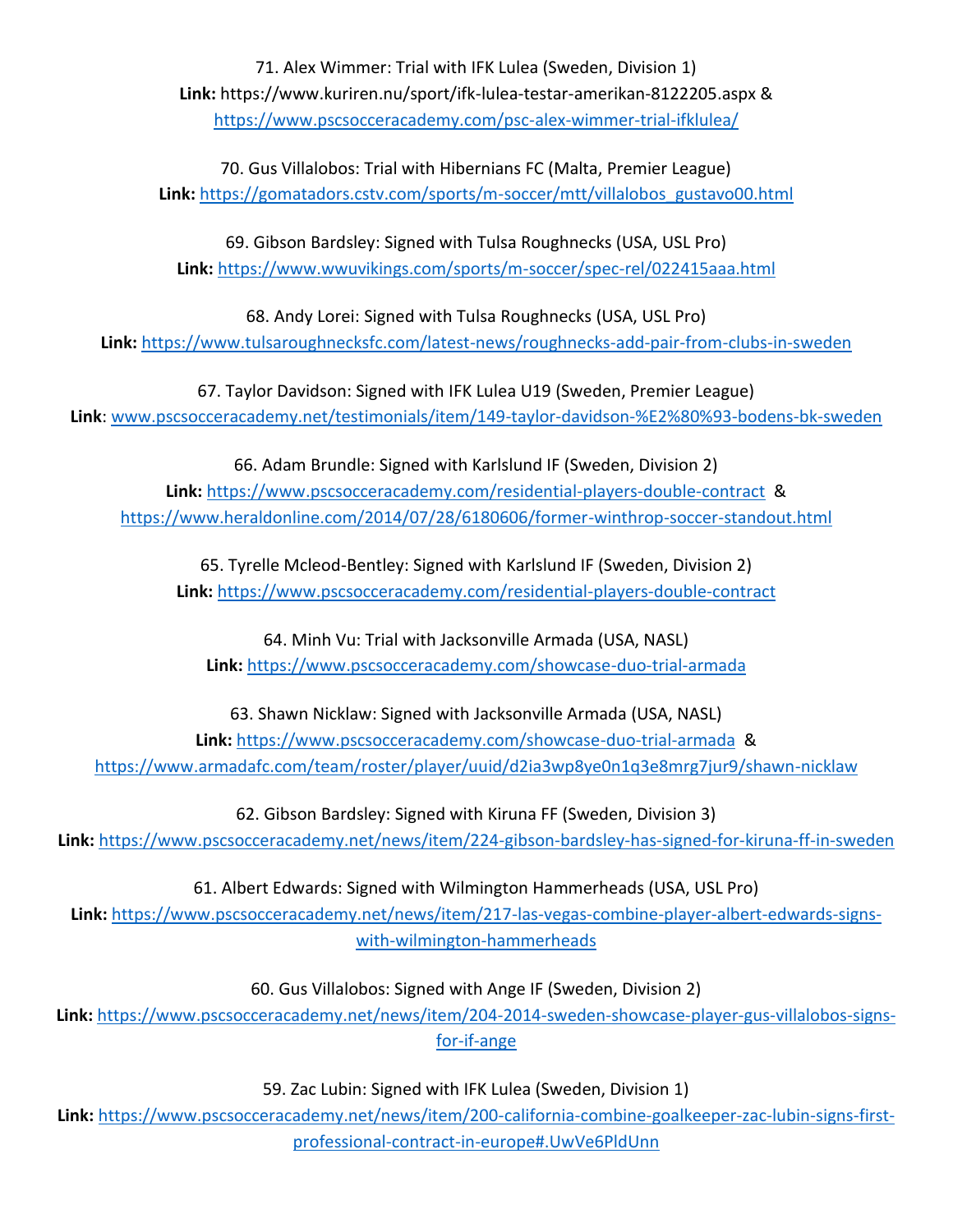71. Alex Wimmer: Trial with IFK Lulea (Sweden, Division 1)
**Link:** https://www.kuriren.nu/sport/ifk-lulea-testar-amerikan-8122205.aspx & https://www.pscsocceracademy.com/psc-alex-wimmer-trial-ifklulea/

70. Gus Villalobos: Trial with Hibernians FC (Malta, Premier League)
**Link:** https://gomatadors.cstv.com/sports/m-soccer/mtt/villalobos_gustavo00.html

69. Gibson Bardsley: Signed with Tulsa Roughnecks (USA, USL Pro)
**Link:** https://www.wwuvikings.com/sports/m-soccer/spec-rel/022415aaa.html

68. Andy Lorei: Signed with Tulsa Roughnecks (USA, USL Pro)
**Link:** https://www.tulsaroughnecksfc.com/latest-news/roughnecks-add-pair-from-clubs-in-sweden

67. Taylor Davidson: Signed with IFK Lulea U19 (Sweden, Premier League)
**Link**: www.pscsocceracademy.net/testimonials/item/149-taylor-davidson-%E2%80%93-bodens-bk-sweden

66. Adam Brundle: Signed with Karlslund IF (Sweden, Division 2)
**Link:** https://www.pscsocceracademy.com/residential-players-double-contract & https://www.heraldonline.com/2014/07/28/6180606/former-winthrop-soccer-standout.html

65. Tyrelle Mcleod-Bentley: Signed with Karlslund IF (Sweden, Division 2)
**Link:** https://www.pscsocceracademy.com/residential-players-double-contract

64. Minh Vu: Trial with Jacksonville Armada (USA, NASL)
**Link:** https://www.pscsocceracademy.com/showcase-duo-trial-armada

63. Shawn Nicklaw: Signed with Jacksonville Armada (USA, NASL)
**Link:** https://www.pscsocceracademy.com/showcase-duo-trial-armada & https://www.armadafc.com/team/roster/player/uuid/d2ia3wp8ye0n1q3e8mrg7jur9/shawn-nicklaw

62. Gibson Bardsley: Signed with Kiruna FF (Sweden, Division 3)
**Link:** https://www.pscsocceracademy.net/news/item/224-gibson-bardsley-has-signed-for-kiruna-ff-in-sweden

61. Albert Edwards: Signed with Wilmington Hammerheads (USA, USL Pro)
**Link:** https://www.pscsocceracademy.net/news/item/217-las-vegas-combine-player-albert-edwards-signs-with-wilmington-hammerheads

60. Gus Villalobos: Signed with Ange IF (Sweden, Division 2)
**Link:** https://www.pscsocceracademy.net/news/item/204-2014-sweden-showcase-player-gus-villalobos-signs-for-if-ange

59. Zac Lubin: Signed with IFK Lulea (Sweden, Division 1)
**Link:** https://www.pscsocceracademy.net/news/item/200-california-combine-goalkeeper-zac-lubin-signs-first-professional-contract-in-europe#.UwVe6PldUnn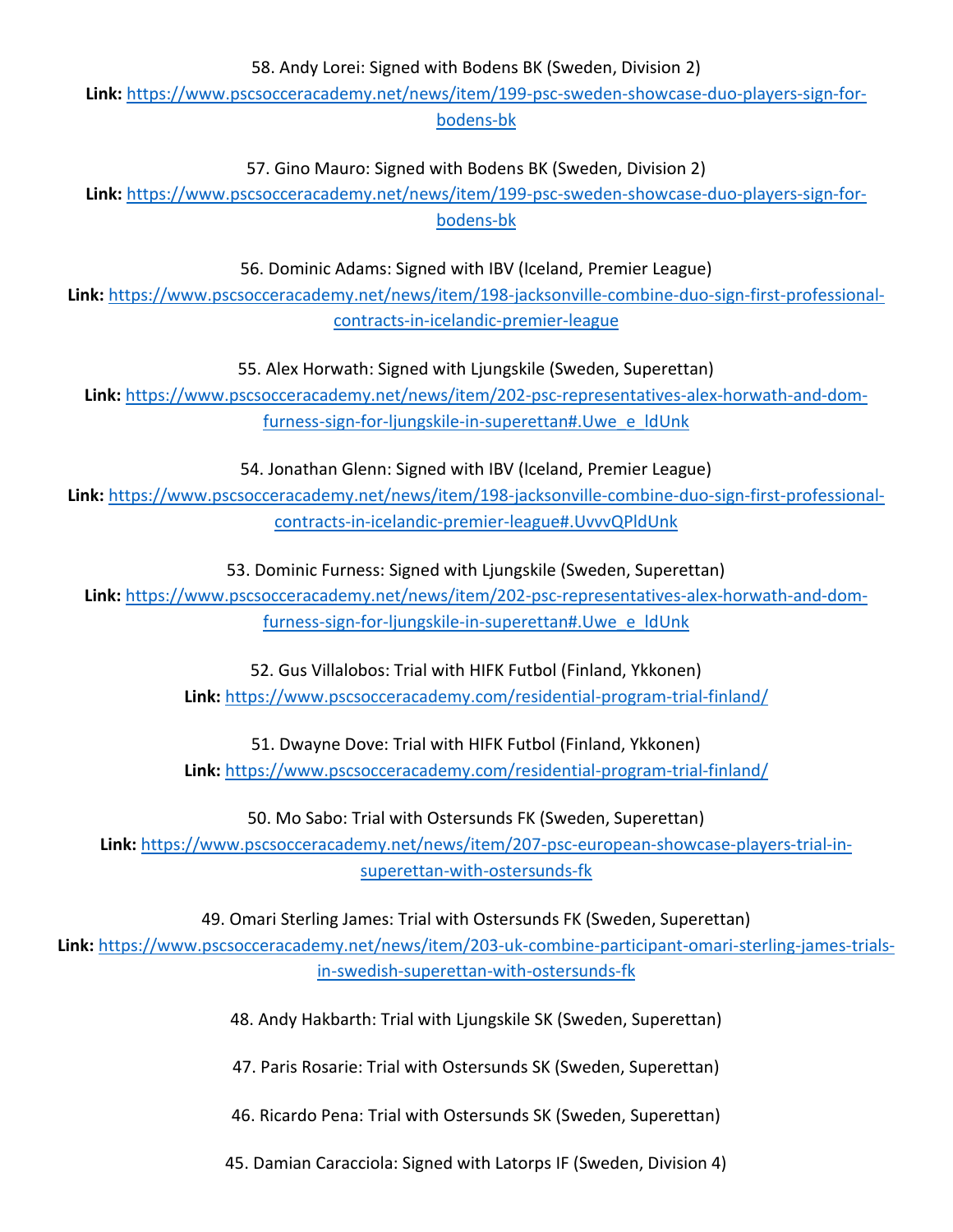58. Andy Lorei: Signed with Bodens BK (Sweden, Division 2)

**Link:** https://www.pscsocceracademy.net/news/item/199-psc-sweden-showcase-duo-players-sign-for-bodens-bk

57. Gino Mauro: Signed with Bodens BK (Sweden, Division 2)

**Link:** https://www.pscsocceracademy.net/news/item/199-psc-sweden-showcase-duo-players-sign-for-bodens-bk

56. Dominic Adams: Signed with IBV (Iceland, Premier League)

**Link:** https://www.pscsocceracademy.net/news/item/198-jacksonville-combine-duo-sign-first-professional-contracts-in-icelandic-premier-league

55. Alex Horwath: Signed with Ljungskile (Sweden, Superettan)

**Link:** https://www.pscsocceracademy.net/news/item/202-psc-representatives-alex-horwath-and-dom-furness-sign-for-ljungskile-in-superettan#.Uwe_e_ldUnk

54. Jonathan Glenn: Signed with IBV (Iceland, Premier League)

**Link:** https://www.pscsocceracademy.net/news/item/198-jacksonville-combine-duo-sign-first-professional-contracts-in-icelandic-premier-league#.UvvvQPldUnk

53. Dominic Furness: Signed with Ljungskile (Sweden, Superettan)

**Link:** https://www.pscsocceracademy.net/news/item/202-psc-representatives-alex-horwath-and-dom-furness-sign-for-ljungskile-in-superettan#.Uwe_e_ldUnk

52. Gus Villalobos: Trial with HIFK Futbol (Finland, Ykkonen)

**Link:** https://www.pscsocceracademy.com/residential-program-trial-finland/

51. Dwayne Dove: Trial with HIFK Futbol (Finland, Ykkonen)

**Link:** https://www.pscsocceracademy.com/residential-program-trial-finland/

50. Mo Sabo: Trial with Ostersunds FK (Sweden, Superettan)

**Link:** https://www.pscsocceracademy.net/news/item/207-psc-european-showcase-players-trial-in-superettan-with-ostersunds-fk

49. Omari Sterling James: Trial with Ostersunds FK (Sweden, Superettan)

**Link:** https://www.pscsocceracademy.net/news/item/203-uk-combine-participant-omari-sterling-james-trials-in-swedish-superettan-with-ostersunds-fk

48. Andy Hakbarth: Trial with Ljungskile SK (Sweden, Superettan)

47. Paris Rosarie: Trial with Ostersunds SK (Sweden, Superettan)

46. Ricardo Pena: Trial with Ostersunds SK (Sweden, Superettan)

45. Damian Caracciola: Signed with Latorps IF (Sweden, Division 4)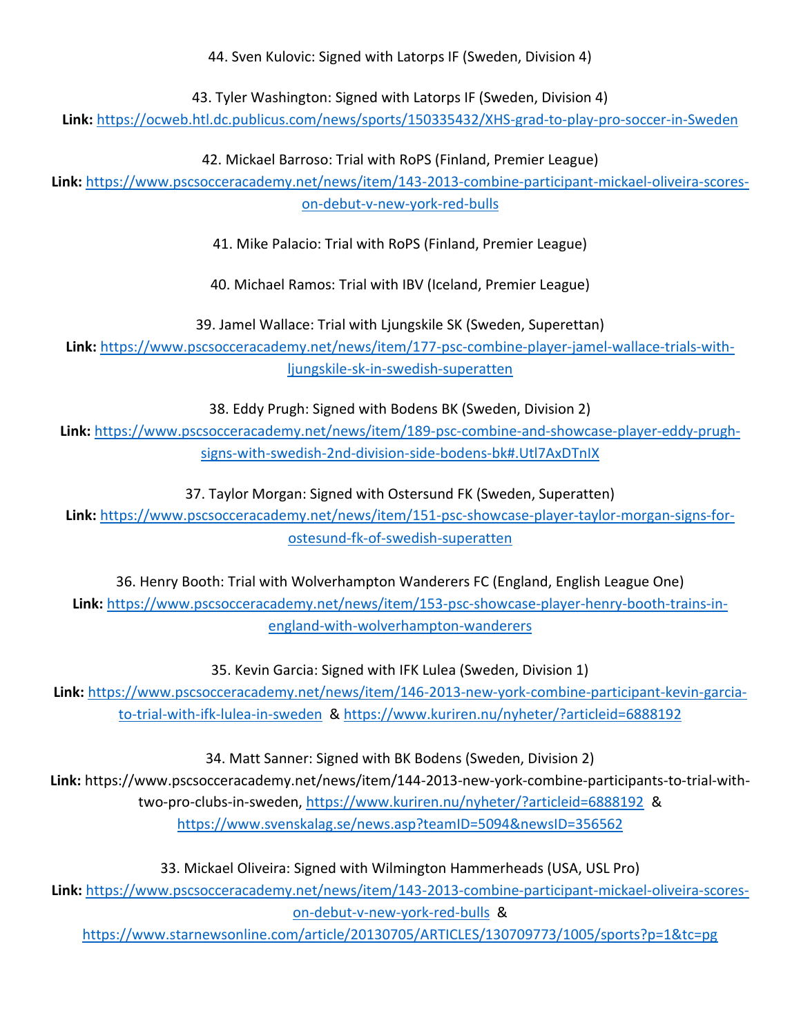44. Sven Kulovic: Signed with Latorps IF (Sweden, Division 4)

43. Tyler Washington: Signed with Latorps IF (Sweden, Division 4)
**Link:** https://ocweb.htl.dc.publicus.com/news/sports/150335432/XHS-grad-to-play-pro-soccer-in-Sweden

42. Mickael Barroso: Trial with RoPS (Finland, Premier League)
**Link:** https://www.pscsocceracademy.net/news/item/143-2013-combine-participant-mickael-oliveira-scores-on-debut-v-new-york-red-bulls

41. Mike Palacio: Trial with RoPS (Finland, Premier League)

40. Michael Ramos: Trial with IBV (Iceland, Premier League)

39. Jamel Wallace: Trial with Ljungskile SK (Sweden, Superettan)
**Link:** https://www.pscsocceracademy.net/news/item/177-psc-combine-player-jamel-wallace-trials-with-ljungskile-sk-in-swedish-superatten

38. Eddy Prugh: Signed with Bodens BK (Sweden, Division 2)
**Link:** https://www.pscsocceracademy.net/news/item/189-psc-combine-and-showcase-player-eddy-prugh-signs-with-swedish-2nd-division-side-bodens-bk#.Utl7AxDTnIX

37. Taylor Morgan: Signed with Ostersund FK (Sweden, Superatten)
**Link:** https://www.pscsocceracademy.net/news/item/151-psc-showcase-player-taylor-morgan-signs-for-ostesund-fk-of-swedish-superatten

36. Henry Booth: Trial with Wolverhampton Wanderers FC (England, English League One)
**Link:** https://www.pscsocceracademy.net/news/item/153-psc-showcase-player-henry-booth-trains-in-england-with-wolverhampton-wanderers

35. Kevin Garcia: Signed with IFK Lulea (Sweden, Division 1)
**Link:** https://www.pscsocceracademy.net/news/item/146-2013-new-york-combine-participant-kevin-garcia-to-trial-with-ifk-lulea-in-sweden & https://www.kuriren.nu/nyheter/?articleid=6888192

34. Matt Sanner: Signed with BK Bodens (Sweden, Division 2)
**Link:** https://www.pscsocceracademy.net/news/item/144-2013-new-york-combine-participants-to-trial-with-two-pro-clubs-in-sweden, https://www.kuriren.nu/nyheter/?articleid=6888192 & https://www.svenskalag.se/news.asp?teamID=5094&newsID=356562

33. Mickael Oliveira: Signed with Wilmington Hammerheads (USA, USL Pro)
**Link:** https://www.pscsocceracademy.net/news/item/143-2013-combine-participant-mickael-oliveira-scores-on-debut-v-new-york-red-bulls & https://www.starnewsonline.com/article/20130705/ARTICLES/130709773/1005/sports?p=1&tc=pg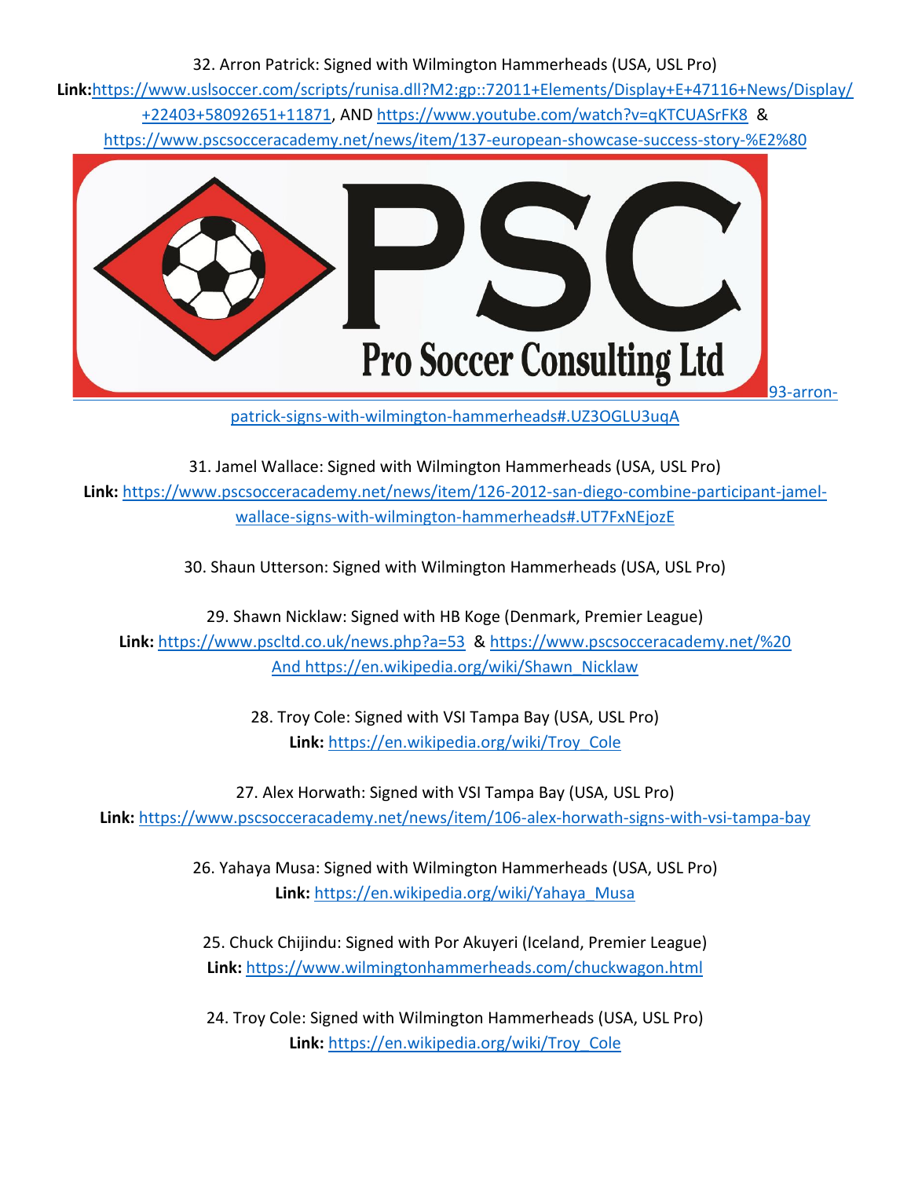32. Arron Patrick: Signed with Wilmington Hammerheads (USA, USL Pro)

**Link:**https://www.uslsoccer.com/scripts/runisa.dll?M2:gp::72011+Elements/Display+E+47116+News/Display/+22403+58092651+11871, AND https://www.youtube.com/watch?v=qKTCUASrFK8 & https://www.pscsocceracademy.net/news/item/137-european-showcase-success-story-%E2%80

Pro Soccer Consulting Ltd

93-arron-patrick-signs-with-wilmington-hammerheads#.UZ3OGLU3uqA

31. Jamel Wallace: Signed with Wilmington Hammerheads (USA, USL Pro)

**Link:** https://www.pscsocceracademy.net/news/item/126-2012-san-diego-combine-participant-jamel-wallace-signs-with-wilmington-hammerheads#.UT7FxNEjozE

30. Shaun Utterson: Signed with Wilmington Hammerheads (USA, USL Pro)

29. Shawn Nicklaw: Signed with HB Koge (Denmark, Premier League)

**Link:** https://www.pscltd.co.uk/news.php?a=53 & https://www.pscsocceracademy.net/%20 And https://en.wikipedia.org/wiki/Shawn_Nicklaw

28. Troy Cole: Signed with VSI Tampa Bay (USA, USL Pro)

**Link:** https://en.wikipedia.org/wiki/Troy_Cole

27. Alex Horwath: Signed with VSI Tampa Bay (USA, USL Pro)

**Link:** https://www.pscsocceracademy.net/news/item/106-alex-horwath-signs-with-vsi-tampa-bay

26. Yahaya Musa: Signed with Wilmington Hammerheads (USA, USL Pro)

**Link:** https://en.wikipedia.org/wiki/Yahaya_Musa

25. Chuck Chijindu: Signed with Por Akuyeri (Iceland, Premier League)

**Link:** https://www.wilmingtonhammerheads.com/chuckwagon.html

24. Troy Cole: Signed with Wilmington Hammerheads (USA, USL Pro)

**Link:** https://en.wikipedia.org/wiki/Troy_Cole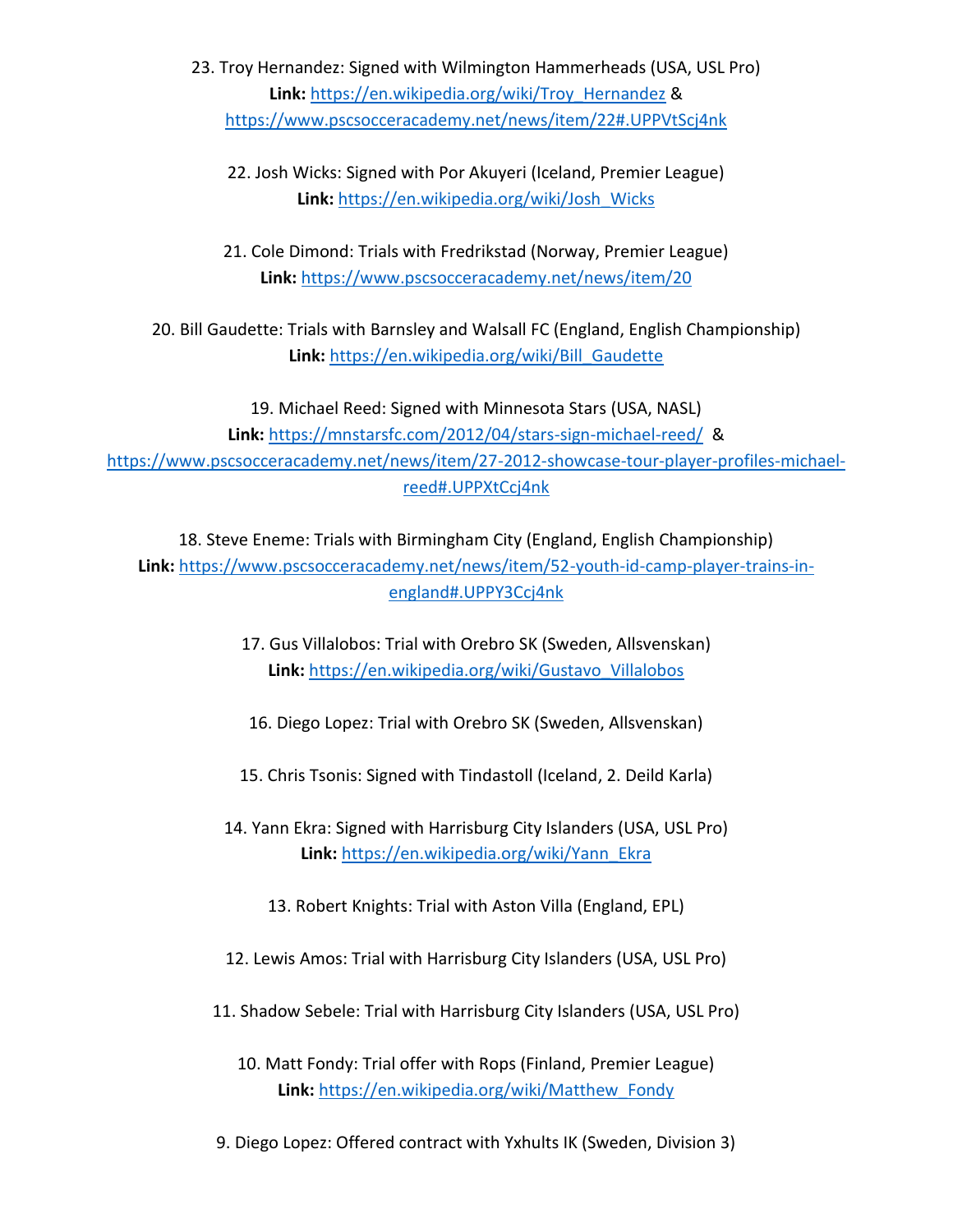23. Troy Hernandez: Signed with Wilmington Hammerheads (USA, USL Pro)
**Link:** https://en.wikipedia.org/wiki/Troy_Hernandez & https://www.pscsocceracademy.net/news/item/22#.UPPVtScj4nk

22. Josh Wicks: Signed with Por Akuyeri (Iceland, Premier League)
**Link:** https://en.wikipedia.org/wiki/Josh_Wicks

21. Cole Dimond: Trials with Fredrikstad (Norway, Premier League)
**Link:** https://www.pscsocceracademy.net/news/item/20

20. Bill Gaudette: Trials with Barnsley and Walsall FC (England, English Championship)
**Link:** https://en.wikipedia.org/wiki/Bill_Gaudette

19. Michael Reed: Signed with Minnesota Stars (USA, NASL)
**Link:** https://mnstarsfc.com/2012/04/stars-sign-michael-reed/ & https://www.pscsocceracademy.net/news/item/27-2012-showcase-tour-player-profiles-michael-reed#.UPPXtCcj4nk

18. Steve Eneme: Trials with Birmingham City (England, English Championship)
**Link:** https://www.pscsocceracademy.net/news/item/52-youth-id-camp-player-trains-in-england#.UPPY3Ccj4nk

17. Gus Villalobos: Trial with Orebro SK (Sweden, Allsvenskan)
**Link:** https://en.wikipedia.org/wiki/Gustavo_Villalobos

16. Diego Lopez: Trial with Orebro SK (Sweden, Allsvenskan)

15. Chris Tsonis: Signed with Tindastoll (Iceland, 2. Deild Karla)

14. Yann Ekra: Signed with Harrisburg City Islanders (USA, USL Pro)
**Link:** https://en.wikipedia.org/wiki/Yann_Ekra

13. Robert Knights: Trial with Aston Villa (England, EPL)

12. Lewis Amos: Trial with Harrisburg City Islanders (USA, USL Pro)

11. Shadow Sebele: Trial with Harrisburg City Islanders (USA, USL Pro)

10. Matt Fondy: Trial offer with Rops (Finland, Premier League)
**Link:** https://en.wikipedia.org/wiki/Matthew_Fondy

9. Diego Lopez: Offered contract with Yxhults IK (Sweden, Division 3)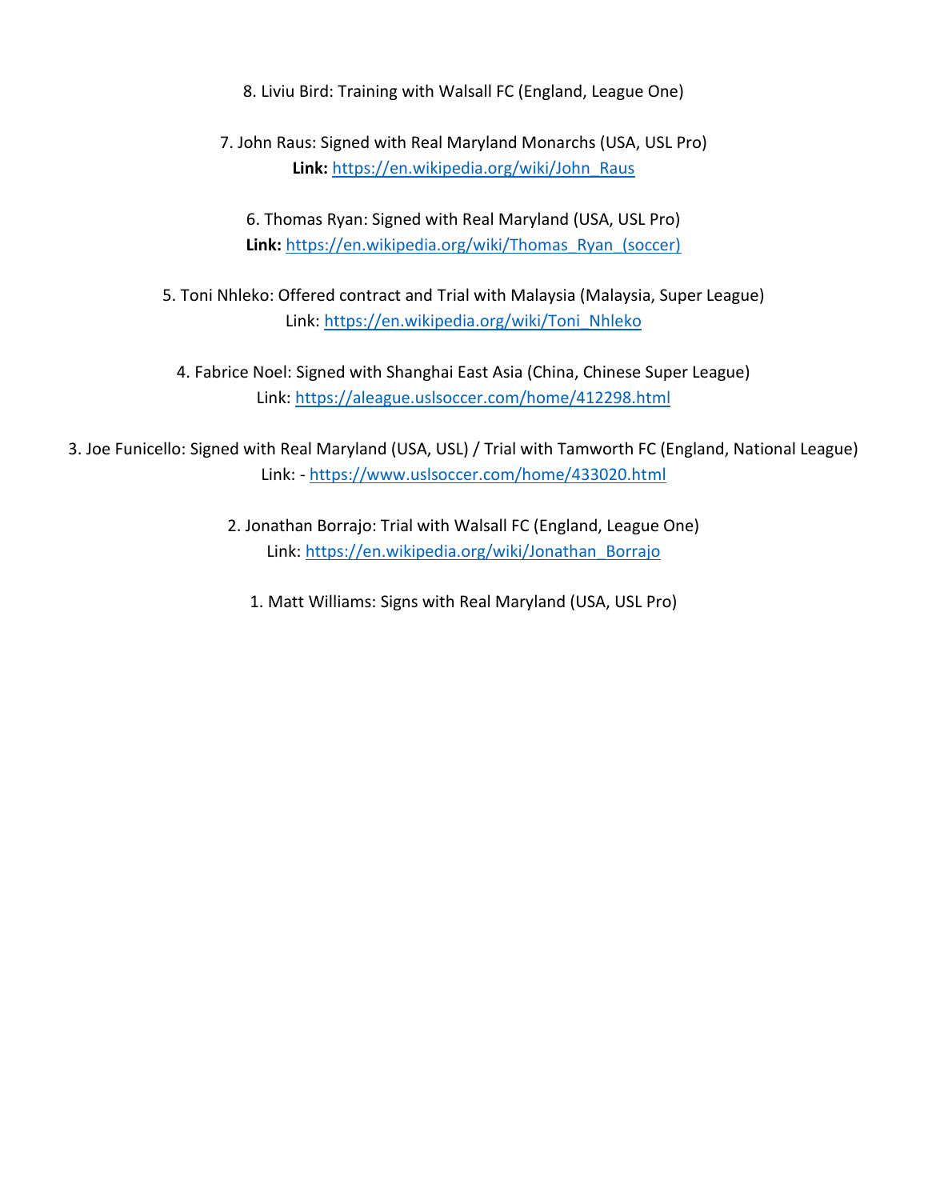8. Liviu Bird: Training with Walsall FC (England, League One)

7. John Raus: Signed with Real Maryland Monarchs (USA, USL Pro)
**Link:** https://en.wikipedia.org/wiki/John_Raus

6. Thomas Ryan: Signed with Real Maryland (USA, USL Pro)
**Link:** https://en.wikipedia.org/wiki/Thomas_Ryan_(soccer)

5. Toni Nhleko: Offered contract and Trial with Malaysia (Malaysia, Super League)
Link: https://en.wikipedia.org/wiki/Toni_Nhleko

4. Fabrice Noel: Signed with Shanghai East Asia (China, Chinese Super League)
Link: https://aleague.uslsoccer.com/home/412298.html

3. Joe Funicello: Signed with Real Maryland (USA, USL) / Trial with Tamworth FC (England, National League)
Link: - https://www.uslsoccer.com/home/433020.html

2. Jonathan Borrajo: Trial with Walsall FC (England, League One)
Link: https://en.wikipedia.org/wiki/Jonathan_Borrajo

1. Matt Williams: Signs with Real Maryland (USA, USL Pro)